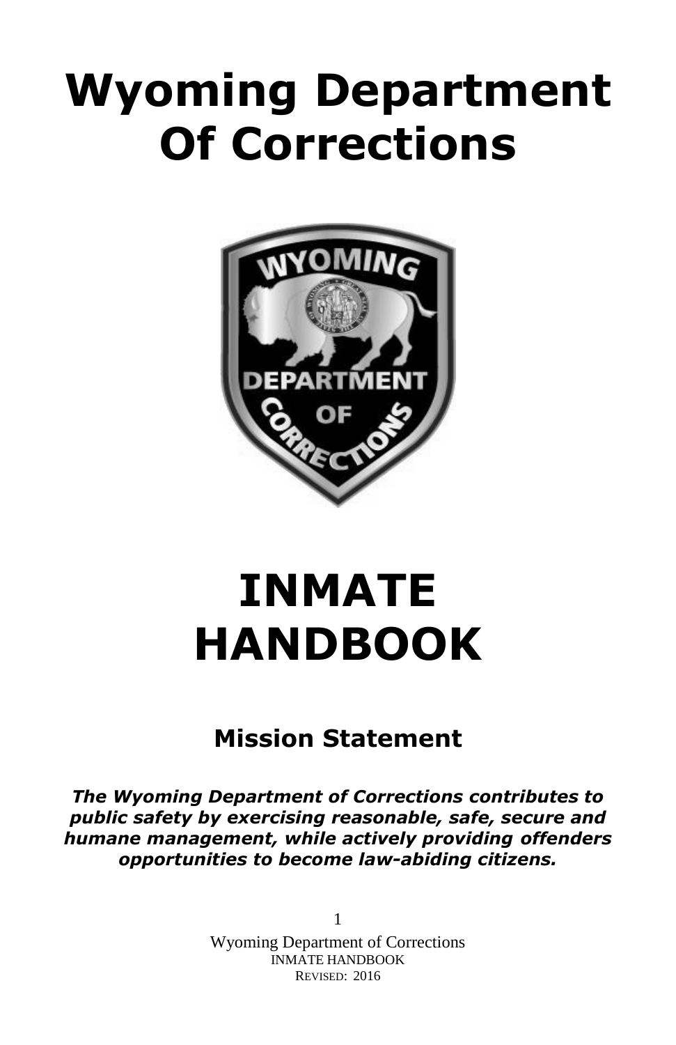# Wyoming Department Of Corrections

# INMATE HANDBOOK

## Mission Statement

***The Wyoming Department of Corrections contributes to public safety by exercising reasonable, safe, secure and humane management, while actively providing offenders opportunities to become law-abiding citizens.***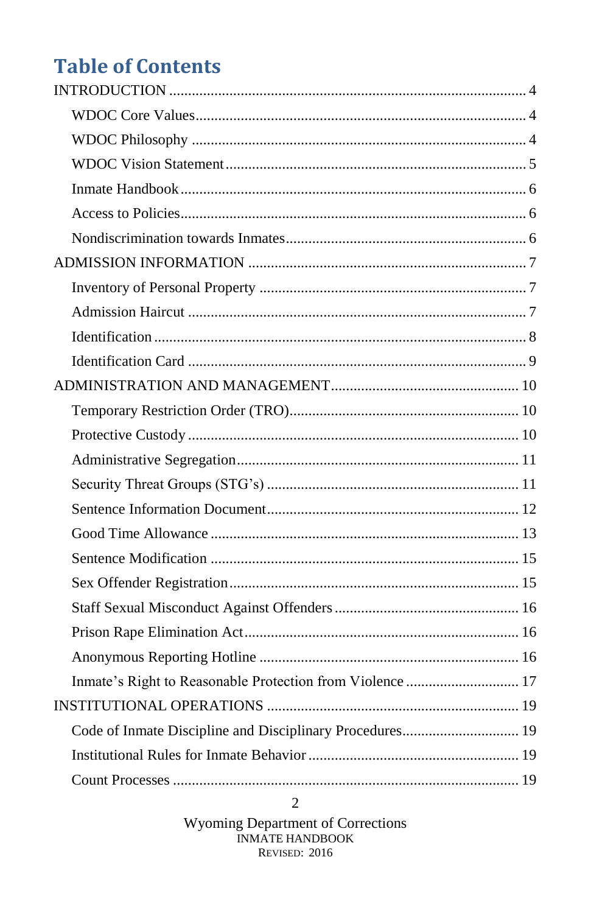# Table of Contents

- INTRODUCTION ..... 4
  - WDOC Core Values ..... 4
  - WDOC Philosophy ..... 4
  - WDOC Vision Statement ..... 5
  - Inmate Handbook ..... 6
  - Access to Policies ..... 6
  - Nondiscrimination towards Inmates ..... 6
- ADMISSION INFORMATION ..... 7
  - Inventory of Personal Property ..... 7
  - Admission Haircut ..... 7
  - Identification ..... 8
  - Identification Card ..... 9
- ADMINISTRATION AND MANAGEMENT ..... 10
  - Temporary Restriction Order (TRO) ..... 10
  - Protective Custody ..... 10
  - Administrative Segregation ..... 11
  - Security Threat Groups (STG's) ..... 11
  - Sentence Information Document ..... 12
  - Good Time Allowance ..... 13
  - Sentence Modification ..... 15
  - Sex Offender Registration ..... 15
  - Staff Sexual Misconduct Against Offenders ..... 16
  - Prison Rape Elimination Act ..... 16
  - Anonymous Reporting Hotline ..... 16
  - Inmate's Right to Reasonable Protection from Violence ..... 17
- INSTITUTIONAL OPERATIONS ..... 19
  - Code of Inmate Discipline and Disciplinary Procedures ..... 19
  - Institutional Rules for Inmate Behavior ..... 19
  - Count Processes ..... 19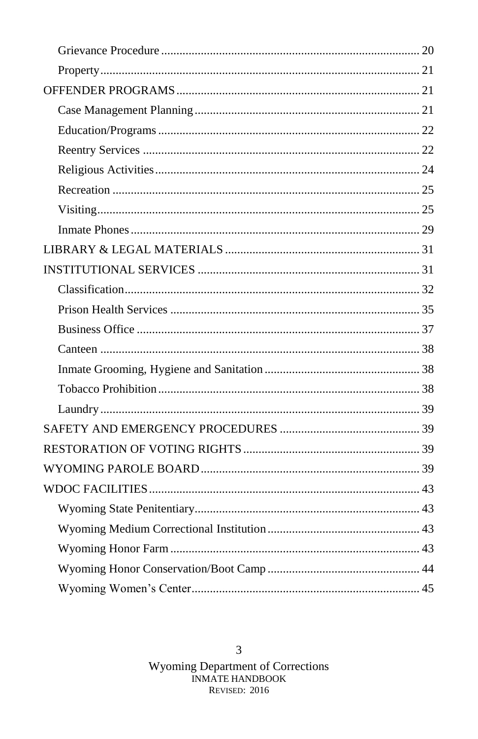- Grievance Procedure .................................................................................. 20
- Property ........................................................................................................ 21

OFFENDER PROGRAMS ................................................................................ 21

- Case Management Planning ........................................................................ 21
- Education/Programs .................................................................................... 22
- Reentry Services .......................................................................................... 22
- Religious Activities ...................................................................................... 24
- Recreation ................................................................................................... 25
- Visiting ......................................................................................................... 25
- Inmate Phones .............................................................................................. 29

LIBRARY & LEGAL MATERIALS ................................................................ 31

INSTITUTIONAL SERVICES ......................................................................... 31

- Classification ................................................................................................ 32
- Prison Health Services ................................................................................. 35
- Business Office ............................................................................................ 37
- Canteen ........................................................................................................ 38
- Inmate Grooming, Hygiene and Sanitation ................................................. 38
- Tobacco Prohibition ..................................................................................... 38
- Laundry ........................................................................................................ 39

SAFETY AND EMERGENCY PROCEDURES .............................................. 39

RESTORATION OF VOTING RIGHTS .......................................................... 39

WYOMING PAROLE BOARD ........................................................................ 39

WDOC FACILITIES ........................................................................................ 43

- Wyoming State Penitentiary ........................................................................ 43
- Wyoming Medium Correctional Institution ................................................. 43
- Wyoming Honor Farm ................................................................................. 43
- Wyoming Honor Conservation/Boot Camp ................................................. 44
- Wyoming Women's Center .......................................................................... 45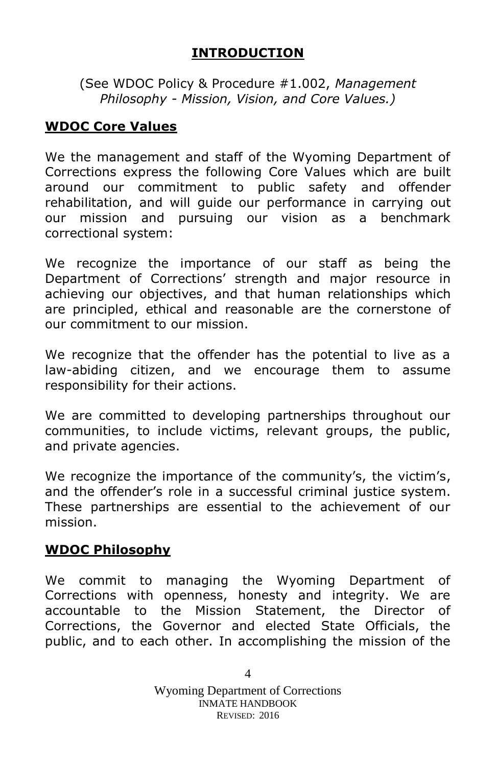# INTRODUCTION

(See WDOC Policy & Procedure #1.002, *Management Philosophy - Mission, Vision, and Core Values.)*

## WDOC Core Values

We the management and staff of the Wyoming Department of Corrections express the following Core Values which are built around our commitment to public safety and offender rehabilitation, and will guide our performance in carrying out our mission and pursuing our vision as a benchmark correctional system:

We recognize the importance of our staff as being the Department of Corrections' strength and major resource in achieving our objectives, and that human relationships which are principled, ethical and reasonable are the cornerstone of our commitment to our mission.

We recognize that the offender has the potential to live as a law-abiding citizen, and we encourage them to assume responsibility for their actions.

We are committed to developing partnerships throughout our communities, to include victims, relevant groups, the public, and private agencies.

We recognize the importance of the community's, the victim's, and the offender's role in a successful criminal justice system. These partnerships are essential to the achievement of our mission.

## WDOC Philosophy

We commit to managing the Wyoming Department of Corrections with openness, honesty and integrity. We are accountable to the Mission Statement, the Director of Corrections, the Governor and elected State Officials, the public, and to each other. In accomplishing the mission of the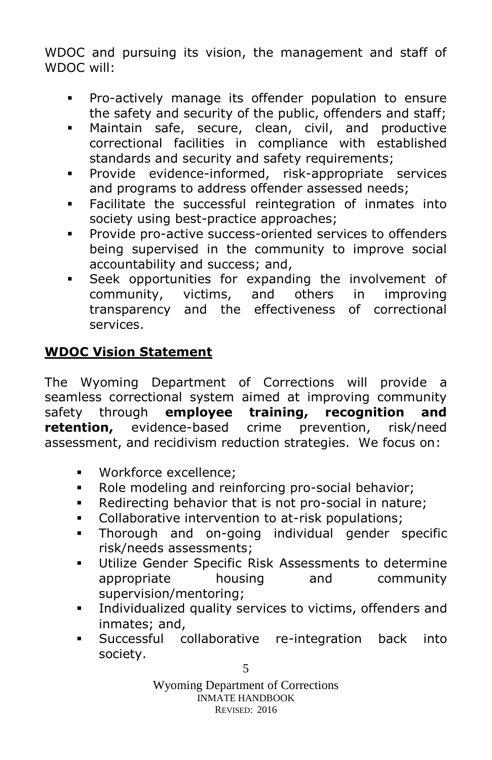WDOC and pursuing its vision, the management and staff of WDOC will:

- Pro-actively manage its offender population to ensure the safety and security of the public, offenders and staff;
- Maintain safe, secure, clean, civil, and productive correctional facilities in compliance with established standards and security and safety requirements;
- Provide evidence-informed, risk-appropriate services and programs to address offender assessed needs;
- Facilitate the successful reintegration of inmates into society using best-practice approaches;
- Provide pro-active success-oriented services to offenders being supervised in the community to improve social accountability and success; and,
- Seek opportunities for expanding the involvement of community, victims, and others in improving transparency and the effectiveness of correctional services.

## WDOC Vision Statement

The Wyoming Department of Corrections will provide a seamless correctional system aimed at improving community safety through **employee training, recognition and retention,** evidence-based crime prevention, risk/need assessment, and recidivism reduction strategies. We focus on:

- Workforce excellence;
- Role modeling and reinforcing pro-social behavior;
- Redirecting behavior that is not pro-social in nature;
- Collaborative intervention to at-risk populations;
- Thorough and on-going individual gender specific risk/needs assessments;
- Utilize Gender Specific Risk Assessments to determine appropriate housing and community supervision/mentoring;
- Individualized quality services to victims, offenders and inmates; and,
- Successful collaborative re-integration back into society.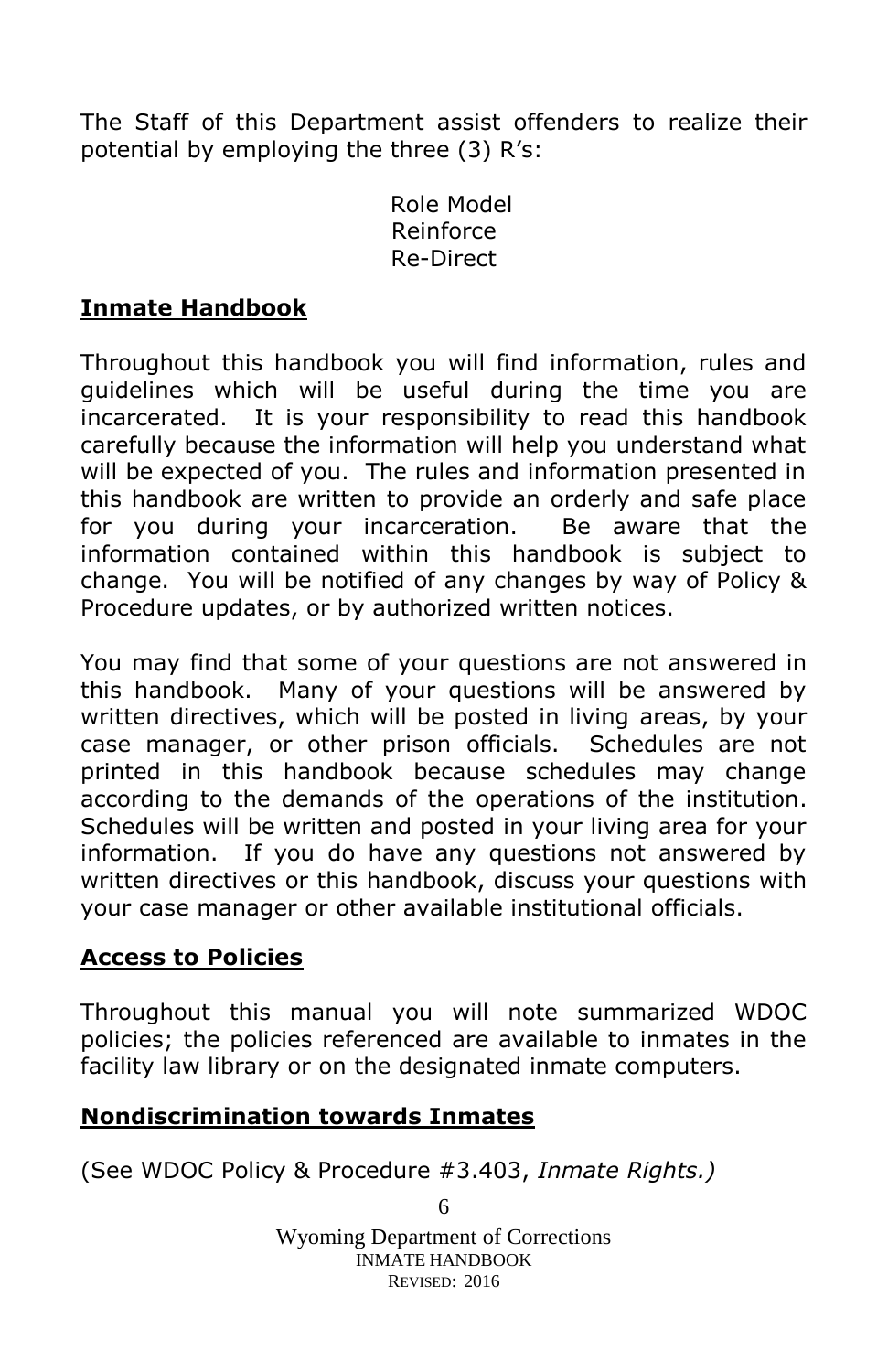The Staff of this Department assist offenders to realize their potential by employing the three (3) R's:

Role Model
Reinforce
Re-Direct

## **Inmate Handbook**

Throughout this handbook you will find information, rules and guidelines which will be useful during the time you are incarcerated. It is your responsibility to read this handbook carefully because the information will help you understand what will be expected of you. The rules and information presented in this handbook are written to provide an orderly and safe place for you during your incarceration. Be aware that the information contained within this handbook is subject to change. You will be notified of any changes by way of Policy & Procedure updates, or by authorized written notices.

You may find that some of your questions are not answered in this handbook. Many of your questions will be answered by written directives, which will be posted in living areas, by your case manager, or other prison officials. Schedules are not printed in this handbook because schedules may change according to the demands of the operations of the institution. Schedules will be written and posted in your living area for your information. If you do have any questions not answered by written directives or this handbook, discuss your questions with your case manager or other available institutional officials.

## **Access to Policies**

Throughout this manual you will note summarized WDOC policies; the policies referenced are available to inmates in the facility law library or on the designated inmate computers.

## **Nondiscrimination towards Inmates**

(See WDOC Policy & Procedure #3.403, *Inmate Rights.)*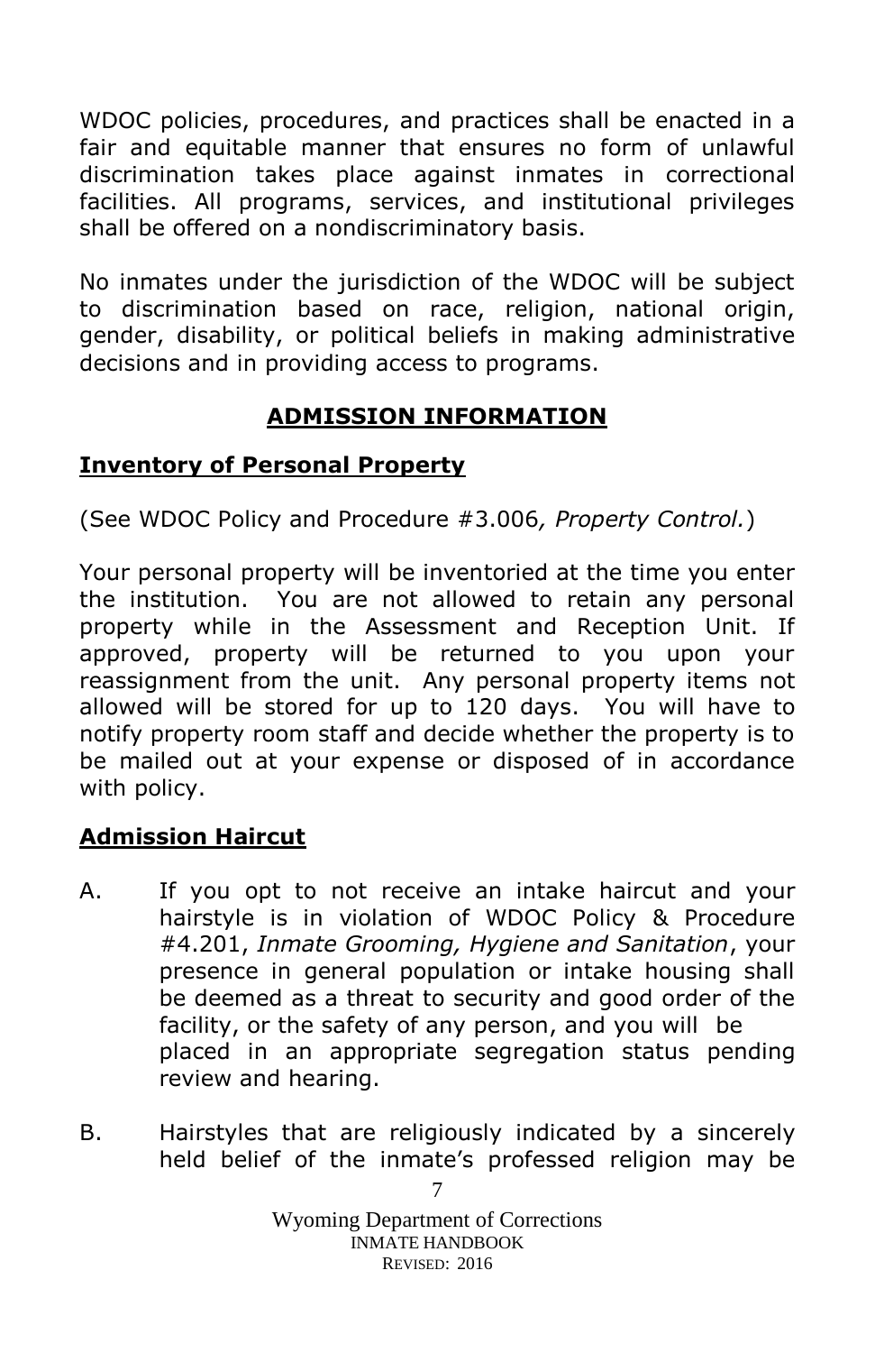WDOC policies, procedures, and practices shall be enacted in a fair and equitable manner that ensures no form of unlawful discrimination takes place against inmates in correctional facilities. All programs, services, and institutional privileges shall be offered on a nondiscriminatory basis.

No inmates under the jurisdiction of the WDOC will be subject to discrimination based on race, religion, national origin, gender, disability, or political beliefs in making administrative decisions and in providing access to programs.

## ADMISSION INFORMATION

### Inventory of Personal Property

(See WDOC Policy and Procedure #3.006*, Property Control.*)

Your personal property will be inventoried at the time you enter the institution. You are not allowed to retain any personal property while in the Assessment and Reception Unit. If approved, property will be returned to you upon your reassignment from the unit. Any personal property items not allowed will be stored for up to 120 days. You will have to notify property room staff and decide whether the property is to be mailed out at your expense or disposed of in accordance with policy.

### Admission Haircut

A. If you opt to not receive an intake haircut and your hairstyle is in violation of WDOC Policy & Procedure #4.201, *Inmate Grooming, Hygiene and Sanitation*, your presence in general population or intake housing shall be deemed as a threat to security and good order of the facility, or the safety of any person, and you will be placed in an appropriate segregation status pending review and hearing.

B. Hairstyles that are religiously indicated by a sincerely held belief of the inmate's professed religion may be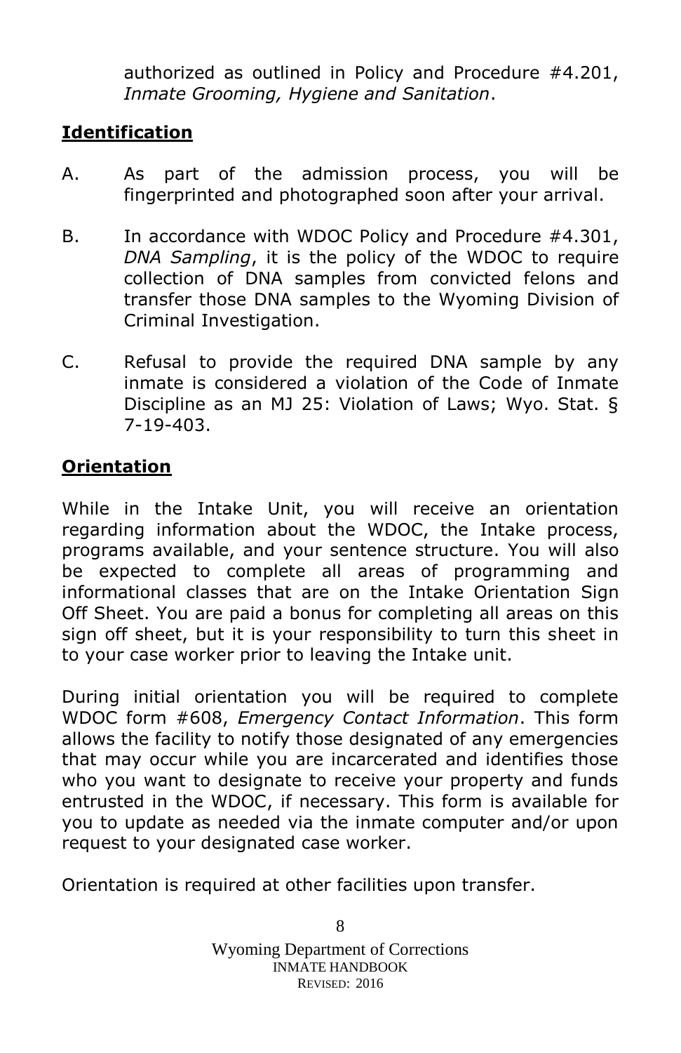authorized as outlined in Policy and Procedure #4.201, *Inmate Grooming, Hygiene and Sanitation*.

## Identification

A. As part of the admission process, you will be fingerprinted and photographed soon after your arrival.

B. In accordance with WDOC Policy and Procedure #4.301, *DNA Sampling*, it is the policy of the WDOC to require collection of DNA samples from convicted felons and transfer those DNA samples to the Wyoming Division of Criminal Investigation.

C. Refusal to provide the required DNA sample by any inmate is considered a violation of the Code of Inmate Discipline as an MJ 25: Violation of Laws; Wyo. Stat. § 7-19-403.

## Orientation

While in the Intake Unit, you will receive an orientation regarding information about the WDOC, the Intake process, programs available, and your sentence structure. You will also be expected to complete all areas of programming and informational classes that are on the Intake Orientation Sign Off Sheet. You are paid a bonus for completing all areas on this sign off sheet, but it is your responsibility to turn this sheet in to your case worker prior to leaving the Intake unit.

During initial orientation you will be required to complete WDOC form #608, *Emergency Contact Information*. This form allows the facility to notify those designated of any emergencies that may occur while you are incarcerated and identifies those who you want to designate to receive your property and funds entrusted in the WDOC, if necessary. This form is available for you to update as needed via the inmate computer and/or upon request to your designated case worker.

Orientation is required at other facilities upon transfer.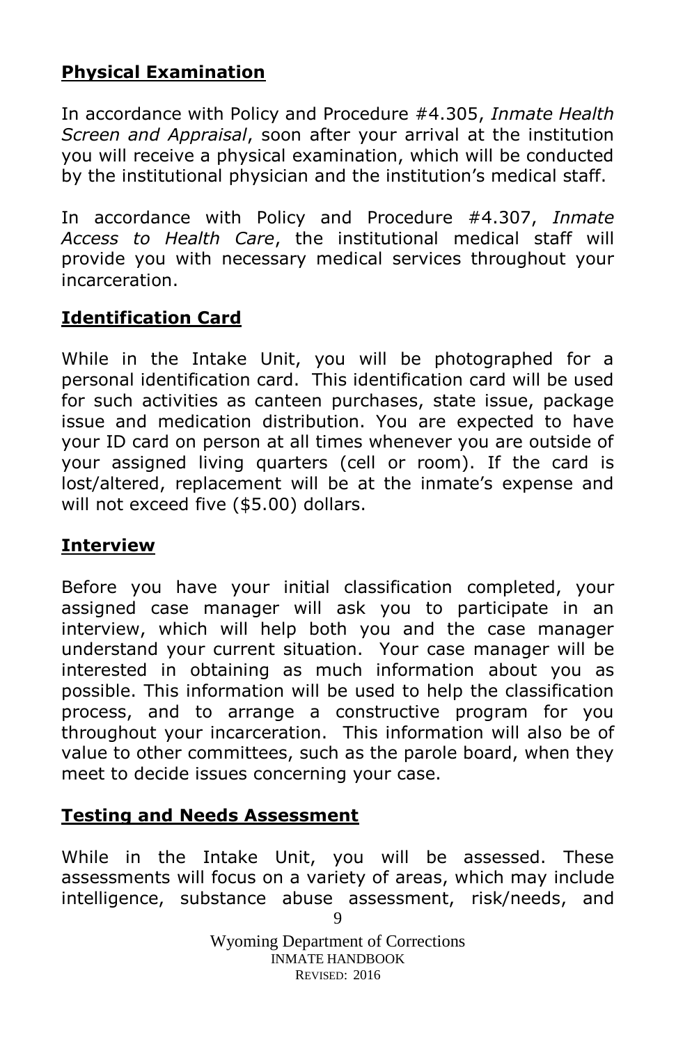**Physical Examination**

In accordance with Policy and Procedure #4.305, *Inmate Health Screen and Appraisal*, soon after your arrival at the institution you will receive a physical examination, which will be conducted by the institutional physician and the institution's medical staff.

In accordance with Policy and Procedure #4.307, *Inmate Access to Health Care*, the institutional medical staff will provide you with necessary medical services throughout your incarceration.

**Identification Card**

While in the Intake Unit, you will be photographed for a personal identification card. This identification card will be used for such activities as canteen purchases, state issue, package issue and medication distribution. You are expected to have your ID card on person at all times whenever you are outside of your assigned living quarters (cell or room). If the card is lost/altered, replacement will be at the inmate's expense and will not exceed five ($5.00) dollars.

**Interview**

Before you have your initial classification completed, your assigned case manager will ask you to participate in an interview, which will help both you and the case manager understand your current situation. Your case manager will be interested in obtaining as much information about you as possible. This information will be used to help the classification process, and to arrange a constructive program for you throughout your incarceration. This information will also be of value to other committees, such as the parole board, when they meet to decide issues concerning your case.

**Testing and Needs Assessment**

While in the Intake Unit, you will be assessed. These assessments will focus on a variety of areas, which may include intelligence, substance abuse assessment, risk/needs, and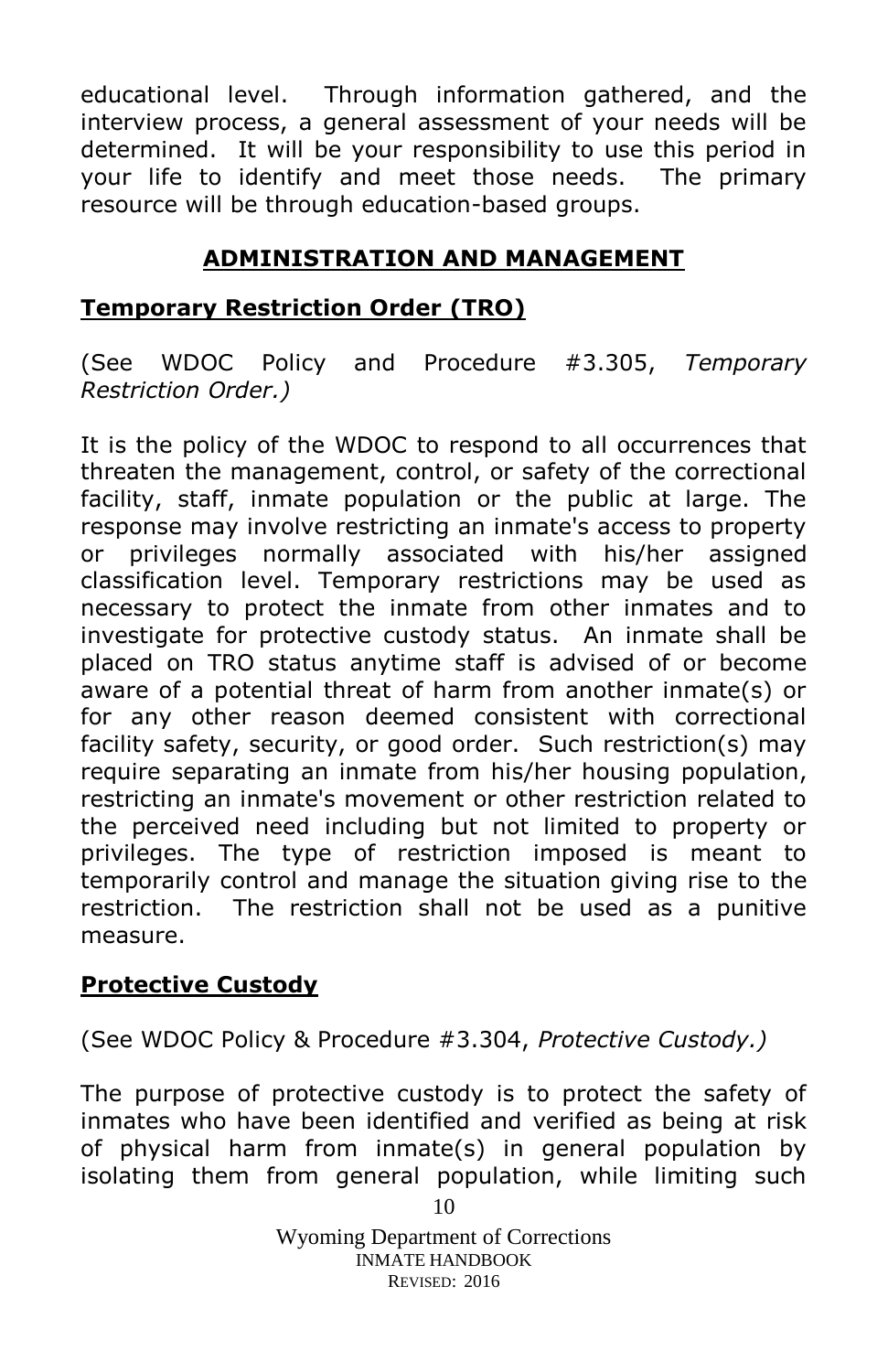educational level. Through information gathered, and the interview process, a general assessment of your needs will be determined. It will be your responsibility to use this period in your life to identify and meet those needs. The primary resource will be through education-based groups.

## ADMINISTRATION AND MANAGEMENT

### Temporary Restriction Order (TRO)

(See WDOC Policy and Procedure #3.305, *Temporary Restriction Order.)*

It is the policy of the WDOC to respond to all occurrences that threaten the management, control, or safety of the correctional facility, staff, inmate population or the public at large. The response may involve restricting an inmate's access to property or privileges normally associated with his/her assigned classification level. Temporary restrictions may be used as necessary to protect the inmate from other inmates and to investigate for protective custody status. An inmate shall be placed on TRO status anytime staff is advised of or become aware of a potential threat of harm from another inmate(s) or for any other reason deemed consistent with correctional facility safety, security, or good order. Such restriction(s) may require separating an inmate from his/her housing population, restricting an inmate's movement or other restriction related to the perceived need including but not limited to property or privileges. The type of restriction imposed is meant to temporarily control and manage the situation giving rise to the restriction. The restriction shall not be used as a punitive measure.

### Protective Custody

(See WDOC Policy & Procedure #3.304, *Protective Custody.)*

The purpose of protective custody is to protect the safety of inmates who have been identified and verified as being at risk of physical harm from inmate(s) in general population by isolating them from general population, while limiting such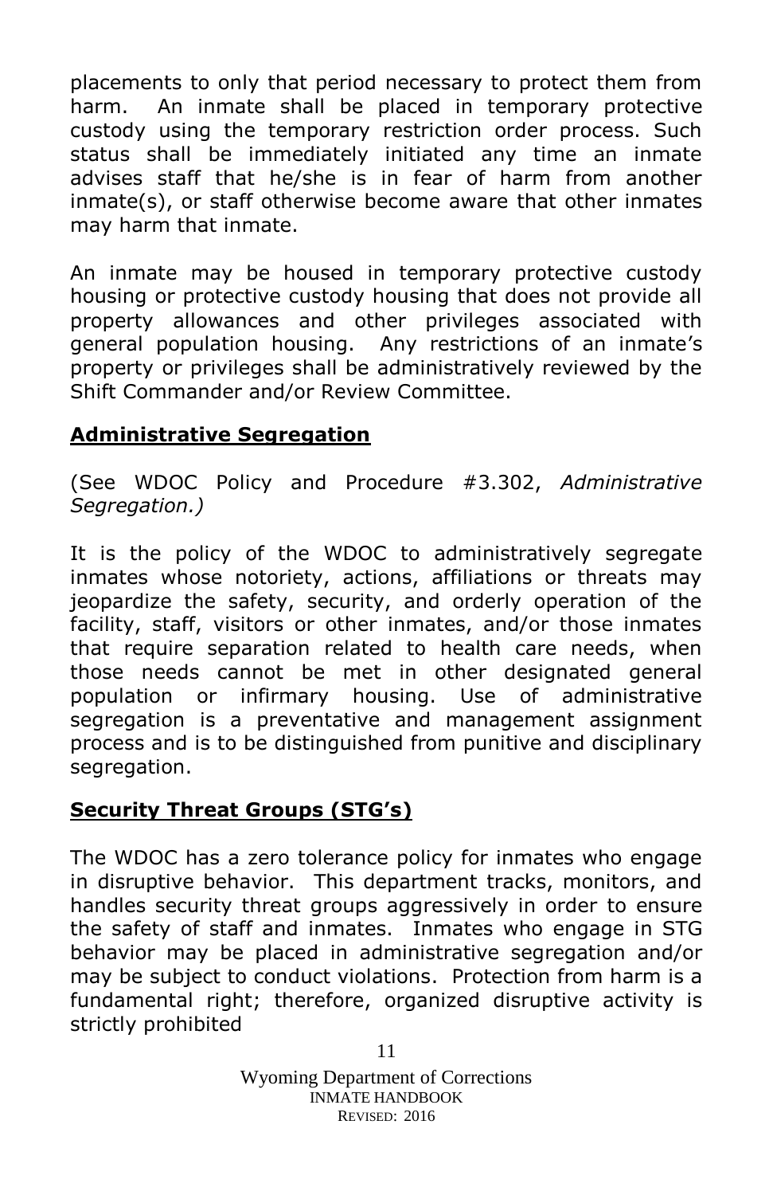placements to only that period necessary to protect them from harm. An inmate shall be placed in temporary protective custody using the temporary restriction order process. Such status shall be immediately initiated any time an inmate advises staff that he/she is in fear of harm from another inmate(s), or staff otherwise become aware that other inmates may harm that inmate.

An inmate may be housed in temporary protective custody housing or protective custody housing that does not provide all property allowances and other privileges associated with general population housing. Any restrictions of an inmate's property or privileges shall be administratively reviewed by the Shift Commander and/or Review Committee.

## Administrative Segregation

(See WDOC Policy and Procedure #3.302, *Administrative Segregation.)*

It is the policy of the WDOC to administratively segregate inmates whose notoriety, actions, affiliations or threats may jeopardize the safety, security, and orderly operation of the facility, staff, visitors or other inmates, and/or those inmates that require separation related to health care needs, when those needs cannot be met in other designated general population or infirmary housing. Use of administrative segregation is a preventative and management assignment process and is to be distinguished from punitive and disciplinary segregation.

## Security Threat Groups (STG's)

The WDOC has a zero tolerance policy for inmates who engage in disruptive behavior. This department tracks, monitors, and handles security threat groups aggressively in order to ensure the safety of staff and inmates. Inmates who engage in STG behavior may be placed in administrative segregation and/or may be subject to conduct violations. Protection from harm is a fundamental right; therefore, organized disruptive activity is strictly prohibited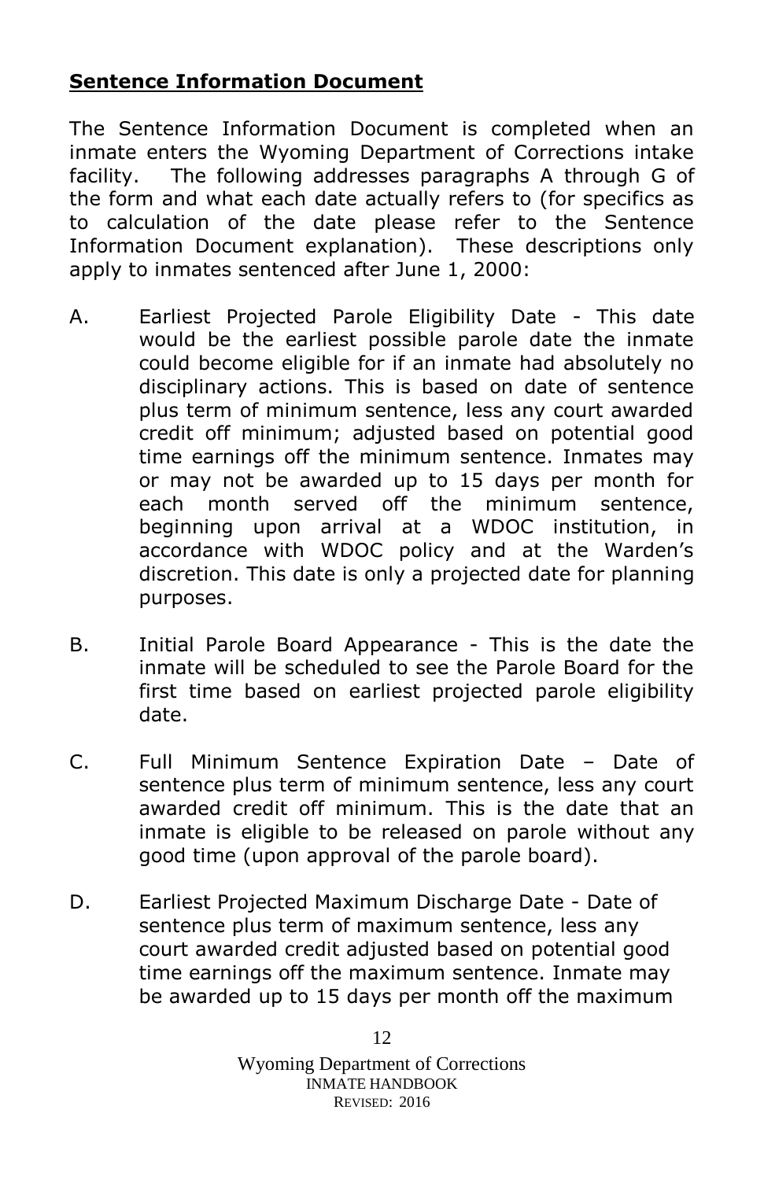**Sentence Information Document**

The Sentence Information Document is completed when an inmate enters the Wyoming Department of Corrections intake facility. The following addresses paragraphs A through G of the form and what each date actually refers to (for specifics as to calculation of the date please refer to the Sentence Information Document explanation). These descriptions only apply to inmates sentenced after June 1, 2000:

A. Earliest Projected Parole Eligibility Date - This date would be the earliest possible parole date the inmate could become eligible for if an inmate had absolutely no disciplinary actions. This is based on date of sentence plus term of minimum sentence, less any court awarded credit off minimum; adjusted based on potential good time earnings off the minimum sentence. Inmates may or may not be awarded up to 15 days per month for each month served off the minimum sentence, beginning upon arrival at a WDOC institution, in accordance with WDOC policy and at the Warden's discretion. This date is only a projected date for planning purposes.

B. Initial Parole Board Appearance - This is the date the inmate will be scheduled to see the Parole Board for the first time based on earliest projected parole eligibility date.

C. Full Minimum Sentence Expiration Date – Date of sentence plus term of minimum sentence, less any court awarded credit off minimum. This is the date that an inmate is eligible to be released on parole without any good time (upon approval of the parole board).

D. Earliest Projected Maximum Discharge Date - Date of sentence plus term of maximum sentence, less any court awarded credit adjusted based on potential good time earnings off the maximum sentence. Inmate may be awarded up to 15 days per month off the maximum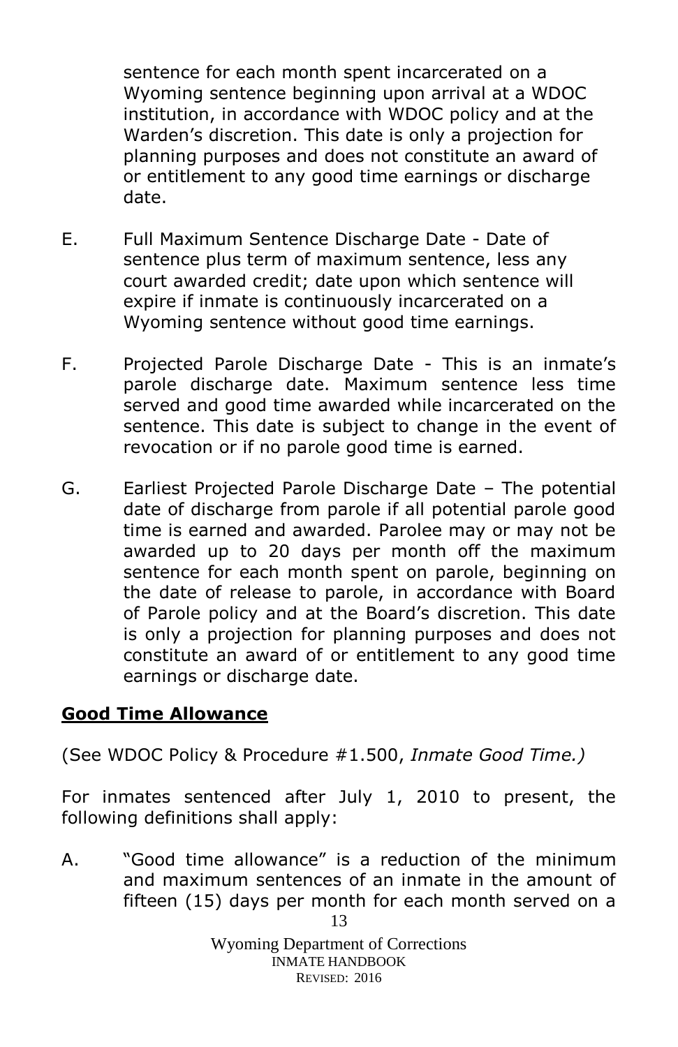sentence for each month spent incarcerated on a Wyoming sentence beginning upon arrival at a WDOC institution, in accordance with WDOC policy and at the Warden's discretion. This date is only a projection for planning purposes and does not constitute an award of or entitlement to any good time earnings or discharge date.

E. Full Maximum Sentence Discharge Date - Date of sentence plus term of maximum sentence, less any court awarded credit; date upon which sentence will expire if inmate is continuously incarcerated on a Wyoming sentence without good time earnings.

F. Projected Parole Discharge Date - This is an inmate's parole discharge date. Maximum sentence less time served and good time awarded while incarcerated on the sentence. This date is subject to change in the event of revocation or if no parole good time is earned.

G. Earliest Projected Parole Discharge Date – The potential date of discharge from parole if all potential parole good time is earned and awarded. Parolee may or may not be awarded up to 20 days per month off the maximum sentence for each month spent on parole, beginning on the date of release to parole, in accordance with Board of Parole policy and at the Board's discretion. This date is only a projection for planning purposes and does not constitute an award of or entitlement to any good time earnings or discharge date.

## **Good Time Allowance**

(See WDOC Policy & Procedure #1.500, *Inmate Good Time.)*

For inmates sentenced after July 1, 2010 to present, the following definitions shall apply:

A. "Good time allowance" is a reduction of the minimum and maximum sentences of an inmate in the amount of fifteen (15) days per month for each month served on a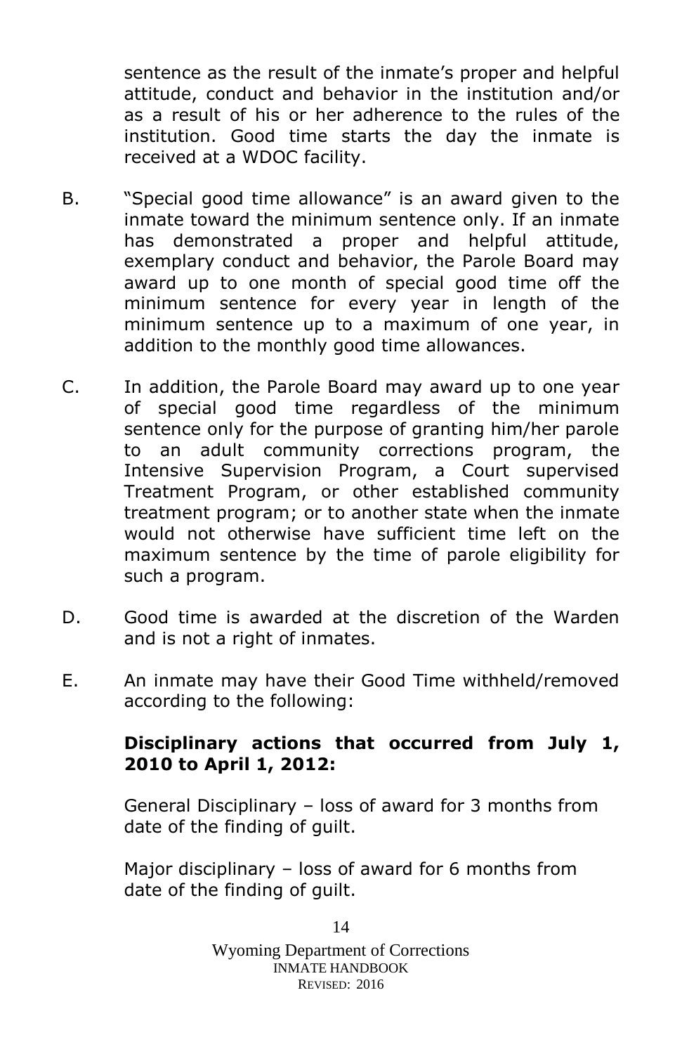sentence as the result of the inmate's proper and helpful attitude, conduct and behavior in the institution and/or as a result of his or her adherence to the rules of the institution. Good time starts the day the inmate is received at a WDOC facility.

B. "Special good time allowance" is an award given to the inmate toward the minimum sentence only. If an inmate has demonstrated a proper and helpful attitude, exemplary conduct and behavior, the Parole Board may award up to one month of special good time off the minimum sentence for every year in length of the minimum sentence up to a maximum of one year, in addition to the monthly good time allowances.

C. In addition, the Parole Board may award up to one year of special good time regardless of the minimum sentence only for the purpose of granting him/her parole to an adult community corrections program, the Intensive Supervision Program, a Court supervised Treatment Program, or other established community treatment program; or to another state when the inmate would not otherwise have sufficient time left on the maximum sentence by the time of parole eligibility for such a program.

D. Good time is awarded at the discretion of the Warden and is not a right of inmates.

E. An inmate may have their Good Time withheld/removed according to the following:

**Disciplinary actions that occurred from July 1, 2010 to April 1, 2012:**

General Disciplinary – loss of award for 3 months from date of the finding of guilt.

Major disciplinary – loss of award for 6 months from date of the finding of guilt.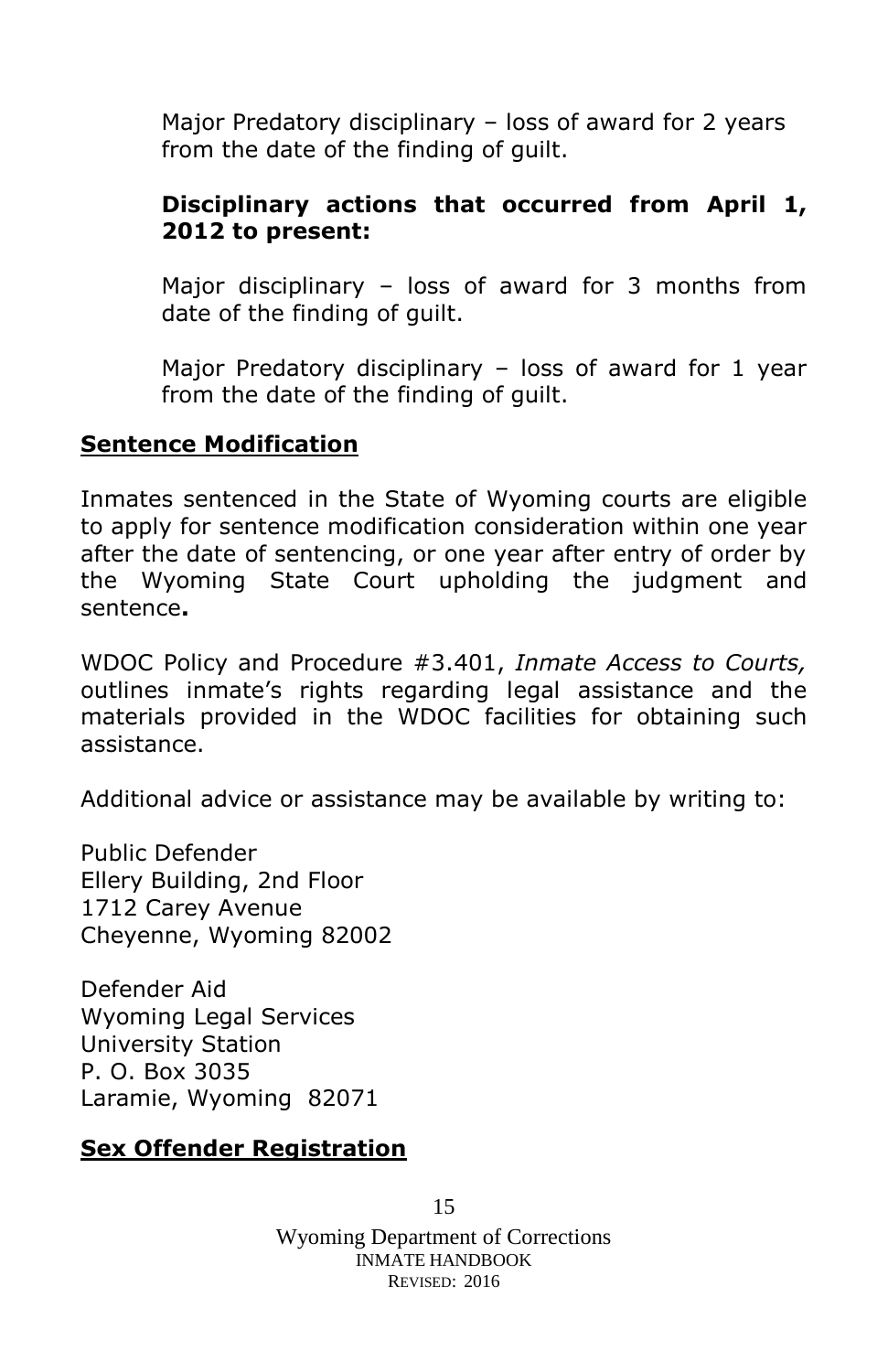Major Predatory disciplinary – loss of award for 2 years from the date of the finding of guilt.

**Disciplinary actions that occurred from April 1, 2012 to present:**

Major disciplinary – loss of award for 3 months from date of the finding of guilt.

Major Predatory disciplinary – loss of award for 1 year from the date of the finding of guilt.

## Sentence Modification

Inmates sentenced in the State of Wyoming courts are eligible to apply for sentence modification consideration within one year after the date of sentencing, or one year after entry of order by the Wyoming State Court upholding the judgment and sentence**.**

WDOC Policy and Procedure #3.401, *Inmate Access to Courts,* outlines inmate's rights regarding legal assistance and the materials provided in the WDOC facilities for obtaining such assistance.

Additional advice or assistance may be available by writing to:

Public Defender
Ellery Building, 2nd Floor
1712 Carey Avenue
Cheyenne, Wyoming 82002

Defender Aid
Wyoming Legal Services
University Station
P. O. Box 3035
Laramie, Wyoming 82071

## Sex Offender Registration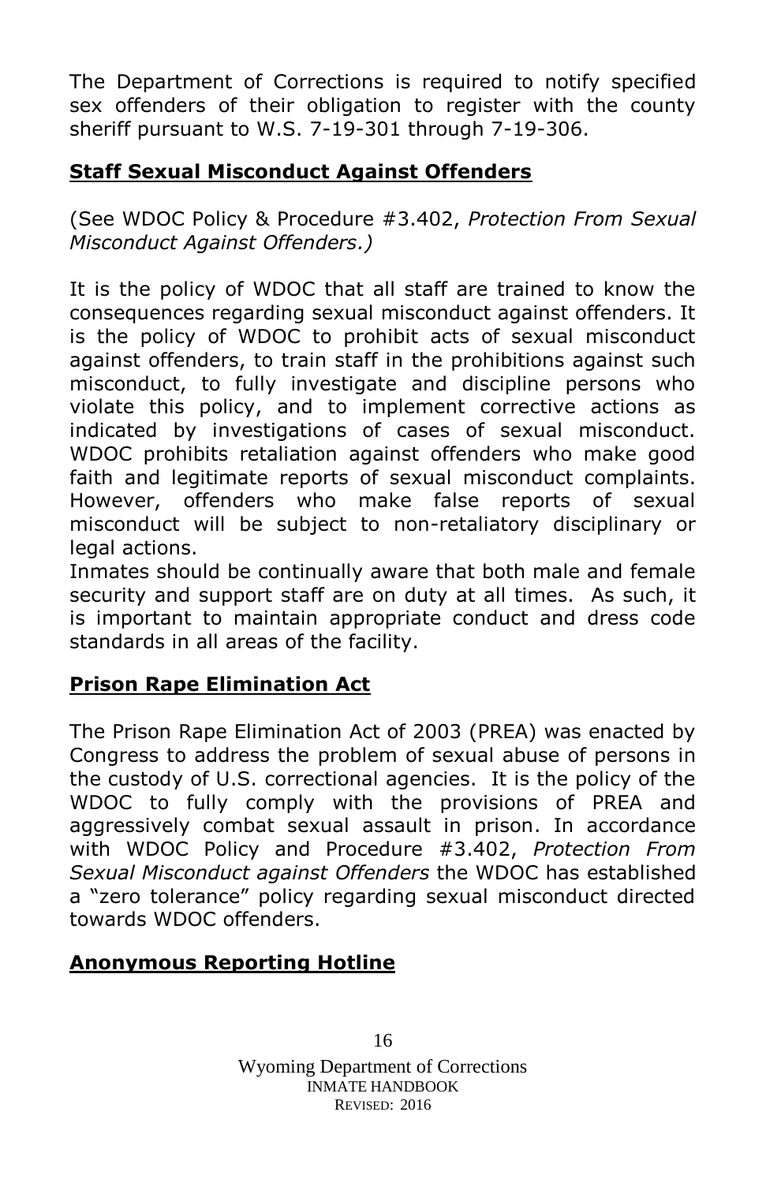The Department of Corrections is required to notify specified sex offenders of their obligation to register with the county sheriff pursuant to W.S. 7-19-301 through 7-19-306.

## Staff Sexual Misconduct Against Offenders

(See WDOC Policy & Procedure #3.402, *Protection From Sexual Misconduct Against Offenders.)*

It is the policy of WDOC that all staff are trained to know the consequences regarding sexual misconduct against offenders. It is the policy of WDOC to prohibit acts of sexual misconduct against offenders, to train staff in the prohibitions against such misconduct, to fully investigate and discipline persons who violate this policy, and to implement corrective actions as indicated by investigations of cases of sexual misconduct. WDOC prohibits retaliation against offenders who make good faith and legitimate reports of sexual misconduct complaints. However, offenders who make false reports of sexual misconduct will be subject to non-retaliatory disciplinary or legal actions.
Inmates should be continually aware that both male and female security and support staff are on duty at all times. As such, it is important to maintain appropriate conduct and dress code standards in all areas of the facility.

## Prison Rape Elimination Act

The Prison Rape Elimination Act of 2003 (PREA) was enacted by Congress to address the problem of sexual abuse of persons in the custody of U.S. correctional agencies. It is the policy of the WDOC to fully comply with the provisions of PREA and aggressively combat sexual assault in prison. In accordance with WDOC Policy and Procedure #3.402, *Protection From Sexual Misconduct against Offenders* the WDOC has established a "zero tolerance" policy regarding sexual misconduct directed towards WDOC offenders.

## Anonymous Reporting Hotline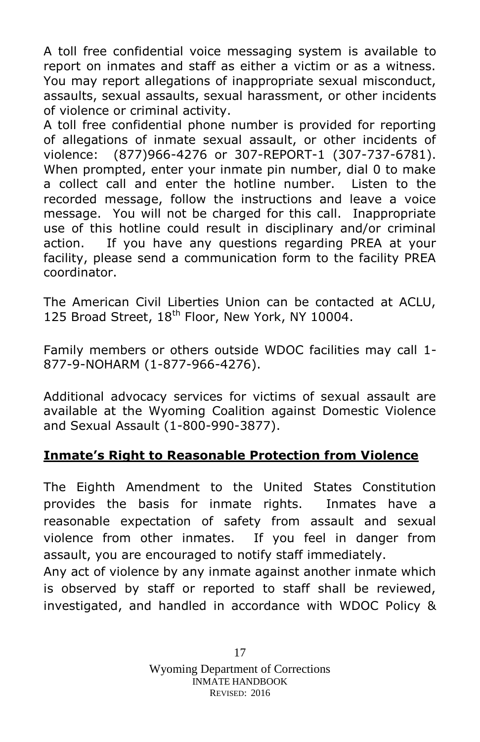A toll free confidential voice messaging system is available to report on inmates and staff as either a victim or as a witness. You may report allegations of inappropriate sexual misconduct, assaults, sexual assaults, sexual harassment, or other incidents of violence or criminal activity.

A toll free confidential phone number is provided for reporting of allegations of inmate sexual assault, or other incidents of violence: (877)966-4276 or 307-REPORT-1 (307-737-6781). When prompted, enter your inmate pin number, dial 0 to make a collect call and enter the hotline number. Listen to the recorded message, follow the instructions and leave a voice message. You will not be charged for this call. Inappropriate use of this hotline could result in disciplinary and/or criminal action. If you have any questions regarding PREA at your facility, please send a communication form to the facility PREA coordinator.

The American Civil Liberties Union can be contacted at ACLU, 125 Broad Street, 18th Floor, New York, NY 10004.

Family members or others outside WDOC facilities may call 1-877-9-NOHARM (1-877-966-4276).

Additional advocacy services for victims of sexual assault are available at the Wyoming Coalition against Domestic Violence and Sexual Assault (1-800-990-3877).

**Inmate's Right to Reasonable Protection from Violence**

The Eighth Amendment to the United States Constitution provides the basis for inmate rights. Inmates have a reasonable expectation of safety from assault and sexual violence from other inmates. If you feel in danger from assault, you are encouraged to notify staff immediately.

Any act of violence by any inmate against another inmate which is observed by staff or reported to staff shall be reviewed, investigated, and handled in accordance with WDOC Policy &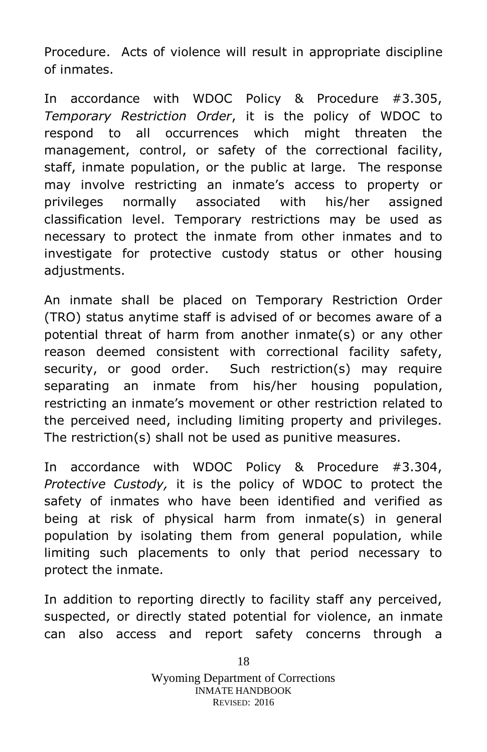Procedure. Acts of violence will result in appropriate discipline of inmates.

In accordance with WDOC Policy & Procedure #3.305, *Temporary Restriction Order*, it is the policy of WDOC to respond to all occurrences which might threaten the management, control, or safety of the correctional facility, staff, inmate population, or the public at large. The response may involve restricting an inmate's access to property or privileges normally associated with his/her assigned classification level. Temporary restrictions may be used as necessary to protect the inmate from other inmates and to investigate for protective custody status or other housing adjustments.

An inmate shall be placed on Temporary Restriction Order (TRO) status anytime staff is advised of or becomes aware of a potential threat of harm from another inmate(s) or any other reason deemed consistent with correctional facility safety, security, or good order. Such restriction(s) may require separating an inmate from his/her housing population, restricting an inmate's movement or other restriction related to the perceived need, including limiting property and privileges. The restriction(s) shall not be used as punitive measures.

In accordance with WDOC Policy & Procedure #3.304, *Protective Custody,* it is the policy of WDOC to protect the safety of inmates who have been identified and verified as being at risk of physical harm from inmate(s) in general population by isolating them from general population, while limiting such placements to only that period necessary to protect the inmate.

In addition to reporting directly to facility staff any perceived, suspected, or directly stated potential for violence, an inmate can also access and report safety concerns through a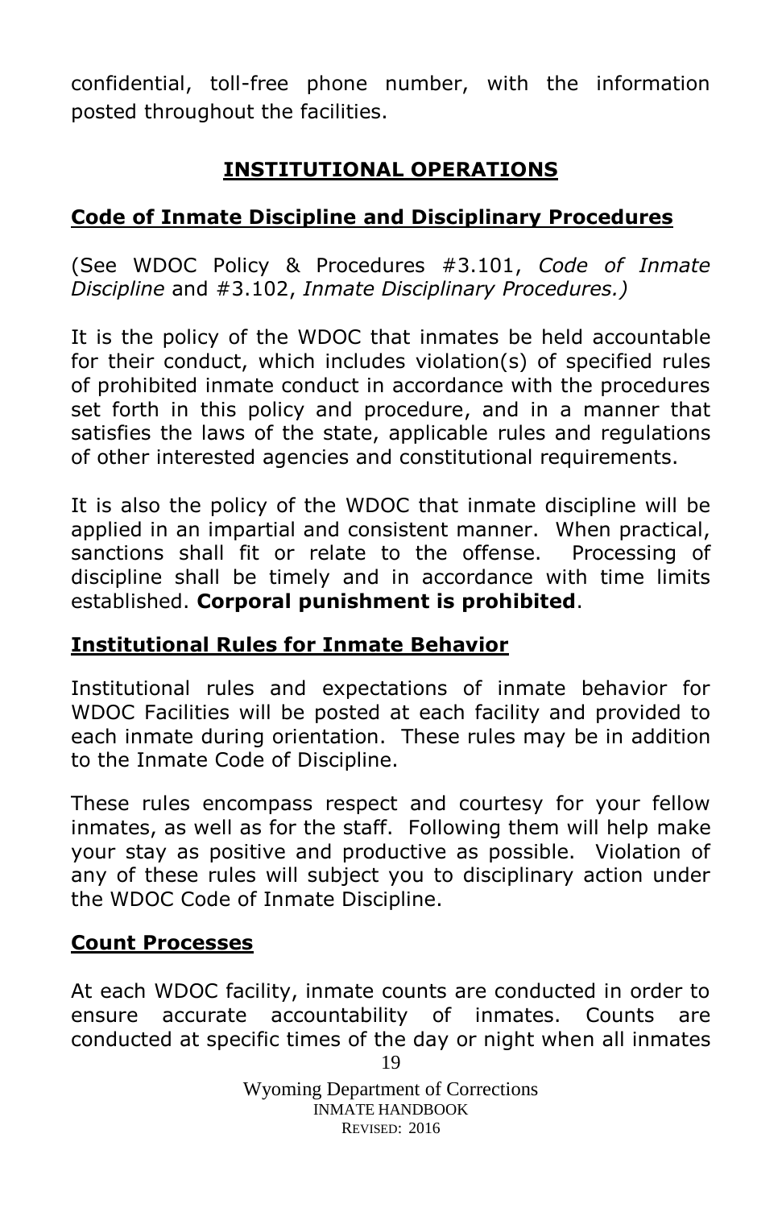confidential, toll-free phone number, with the information posted throughout the facilities.

## INSTITUTIONAL OPERATIONS

### Code of Inmate Discipline and Disciplinary Procedures

(See WDOC Policy & Procedures #3.101, *Code of Inmate Discipline* and #3.102, *Inmate Disciplinary Procedures.)*

It is the policy of the WDOC that inmates be held accountable for their conduct, which includes violation(s) of specified rules of prohibited inmate conduct in accordance with the procedures set forth in this policy and procedure, and in a manner that satisfies the laws of the state, applicable rules and regulations of other interested agencies and constitutional requirements.

It is also the policy of the WDOC that inmate discipline will be applied in an impartial and consistent manner. When practical, sanctions shall fit or relate to the offense. Processing of discipline shall be timely and in accordance with time limits established. **Corporal punishment is prohibited**.

### Institutional Rules for Inmate Behavior

Institutional rules and expectations of inmate behavior for WDOC Facilities will be posted at each facility and provided to each inmate during orientation. These rules may be in addition to the Inmate Code of Discipline.

These rules encompass respect and courtesy for your fellow inmates, as well as for the staff. Following them will help make your stay as positive and productive as possible. Violation of any of these rules will subject you to disciplinary action under the WDOC Code of Inmate Discipline.

### Count Processes

At each WDOC facility, inmate counts are conducted in order to ensure accurate accountability of inmates. Counts are conducted at specific times of the day or night when all inmates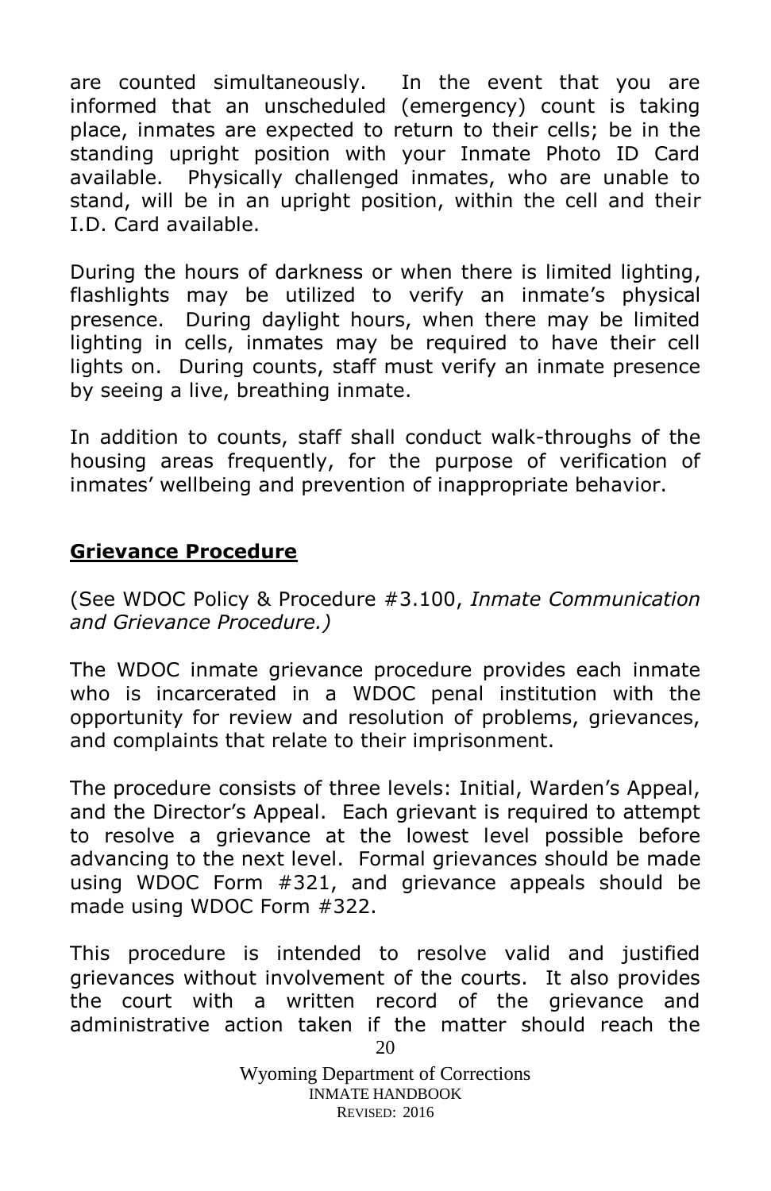are counted simultaneously. In the event that you are informed that an unscheduled (emergency) count is taking place, inmates are expected to return to their cells; be in the standing upright position with your Inmate Photo ID Card available. Physically challenged inmates, who are unable to stand, will be in an upright position, within the cell and their I.D. Card available.

During the hours of darkness or when there is limited lighting, flashlights may be utilized to verify an inmate's physical presence. During daylight hours, when there may be limited lighting in cells, inmates may be required to have their cell lights on. During counts, staff must verify an inmate presence by seeing a live, breathing inmate.

In addition to counts, staff shall conduct walk-throughs of the housing areas frequently, for the purpose of verification of inmates' wellbeing and prevention of inappropriate behavior.

## **Grievance Procedure**

(See WDOC Policy & Procedure #3.100, *Inmate Communication and Grievance Procedure.)*

The WDOC inmate grievance procedure provides each inmate who is incarcerated in a WDOC penal institution with the opportunity for review and resolution of problems, grievances, and complaints that relate to their imprisonment.

The procedure consists of three levels: Initial, Warden's Appeal, and the Director's Appeal. Each grievant is required to attempt to resolve a grievance at the lowest level possible before advancing to the next level. Formal grievances should be made using WDOC Form #321, and grievance appeals should be made using WDOC Form #322.

This procedure is intended to resolve valid and justified grievances without involvement of the courts. It also provides the court with a written record of the grievance and administrative action taken if the matter should reach the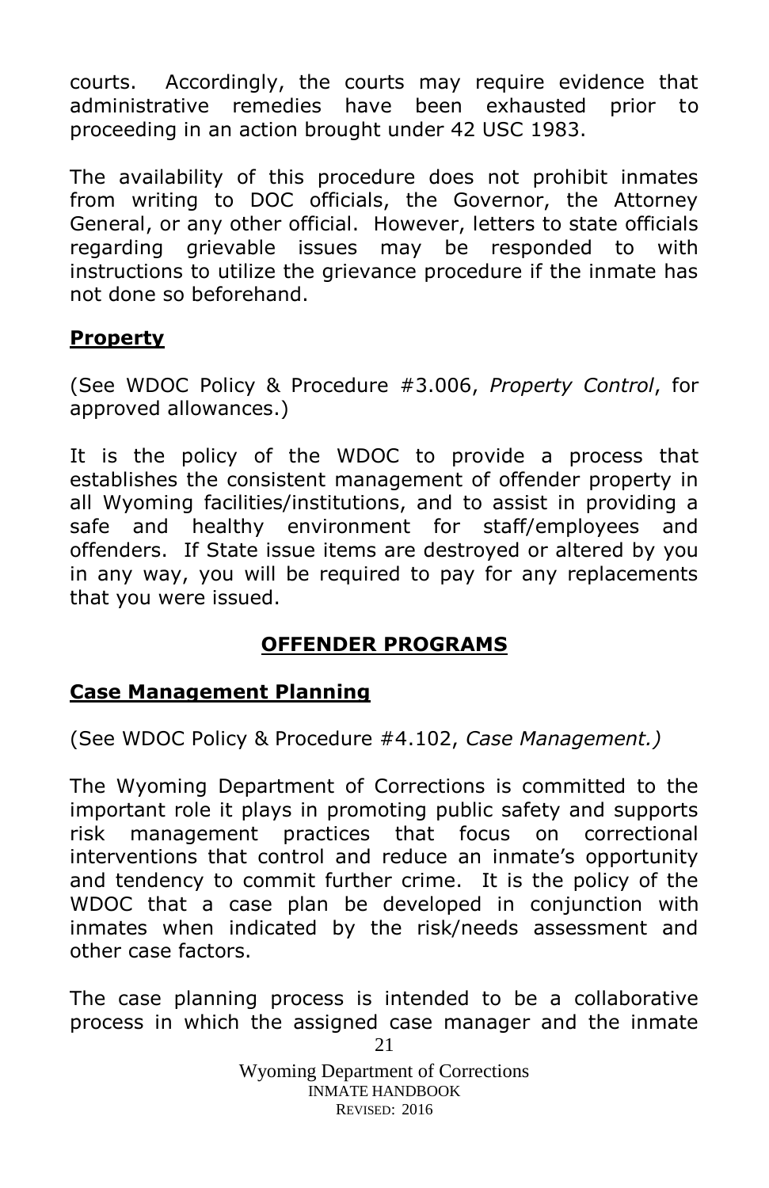courts. Accordingly, the courts may require evidence that administrative remedies have been exhausted prior to proceeding in an action brought under 42 USC 1983.

The availability of this procedure does not prohibit inmates from writing to DOC officials, the Governor, the Attorney General, or any other official. However, letters to state officials regarding grievable issues may be responded to with instructions to utilize the grievance procedure if the inmate has not done so beforehand.

### Property

(See WDOC Policy & Procedure #3.006, *Property Control*, for approved allowances.)

It is the policy of the WDOC to provide a process that establishes the consistent management of offender property in all Wyoming facilities/institutions, and to assist in providing a safe and healthy environment for staff/employees and offenders. If State issue items are destroyed or altered by you in any way, you will be required to pay for any replacements that you were issued.

## OFFENDER PROGRAMS

### Case Management Planning

(See WDOC Policy & Procedure #4.102, *Case Management.)*

The Wyoming Department of Corrections is committed to the important role it plays in promoting public safety and supports risk management practices that focus on correctional interventions that control and reduce an inmate's opportunity and tendency to commit further crime. It is the policy of the WDOC that a case plan be developed in conjunction with inmates when indicated by the risk/needs assessment and other case factors.

The case planning process is intended to be a collaborative process in which the assigned case manager and the inmate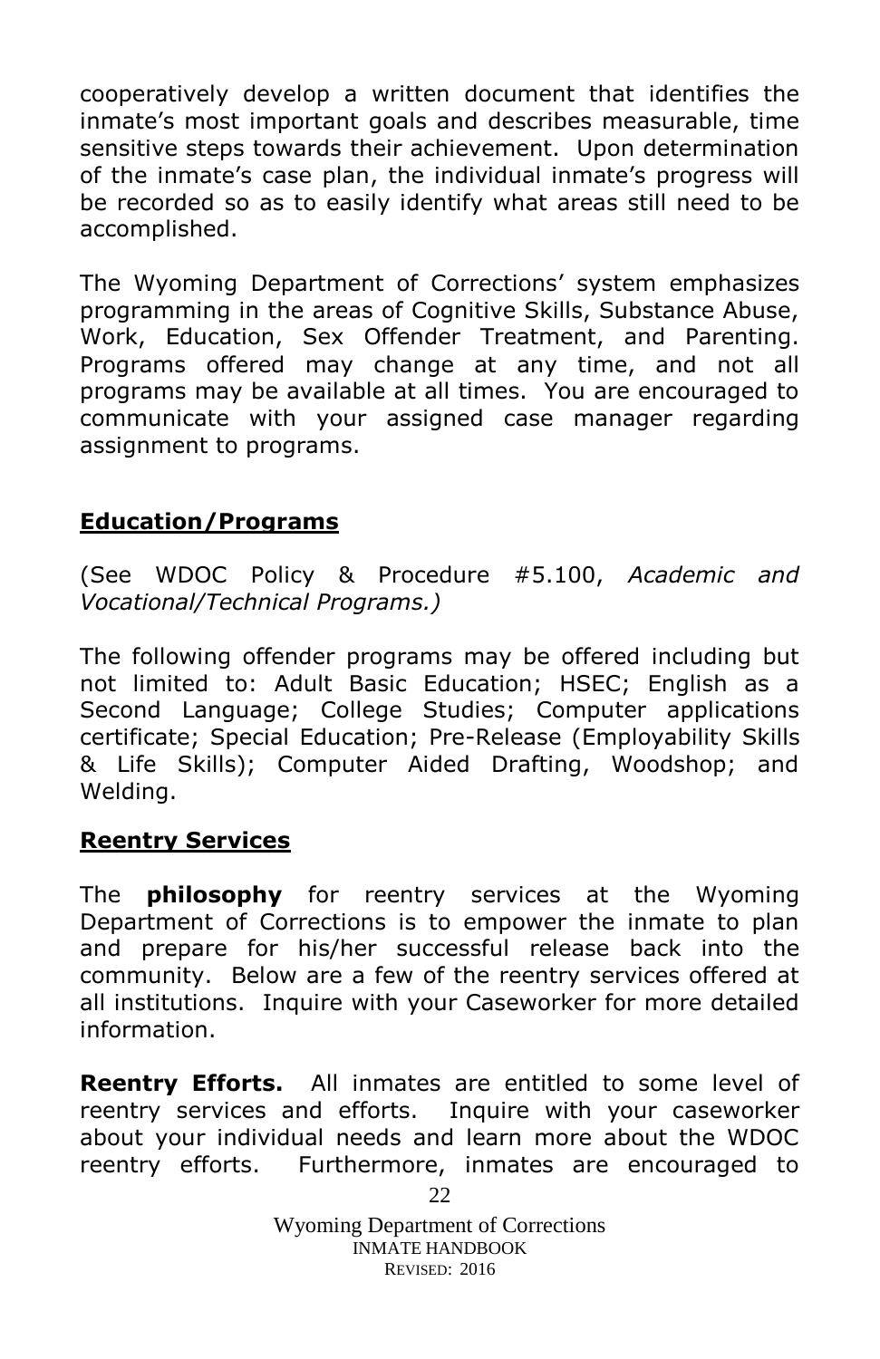cooperatively develop a written document that identifies the inmate's most important goals and describes measurable, time sensitive steps towards their achievement. Upon determination of the inmate's case plan, the individual inmate's progress will be recorded so as to easily identify what areas still need to be accomplished.

The Wyoming Department of Corrections' system emphasizes programming in the areas of Cognitive Skills, Substance Abuse, Work, Education, Sex Offender Treatment, and Parenting. Programs offered may change at any time, and not all programs may be available at all times. You are encouraged to communicate with your assigned case manager regarding assignment to programs.

## **Education/Programs**

(See WDOC Policy & Procedure #5.100, *Academic and Vocational/Technical Programs.)*

The following offender programs may be offered including but not limited to: Adult Basic Education; HSEC; English as a Second Language; College Studies; Computer applications certificate; Special Education; Pre-Release (Employability Skills & Life Skills); Computer Aided Drafting, Woodshop; and Welding.

## **Reentry Services**

The **philosophy** for reentry services at the Wyoming Department of Corrections is to empower the inmate to plan and prepare for his/her successful release back into the community. Below are a few of the reentry services offered at all institutions. Inquire with your Caseworker for more detailed information.

**Reentry Efforts.** All inmates are entitled to some level of reentry services and efforts. Inquire with your caseworker about your individual needs and learn more about the WDOC reentry efforts. Furthermore, inmates are encouraged to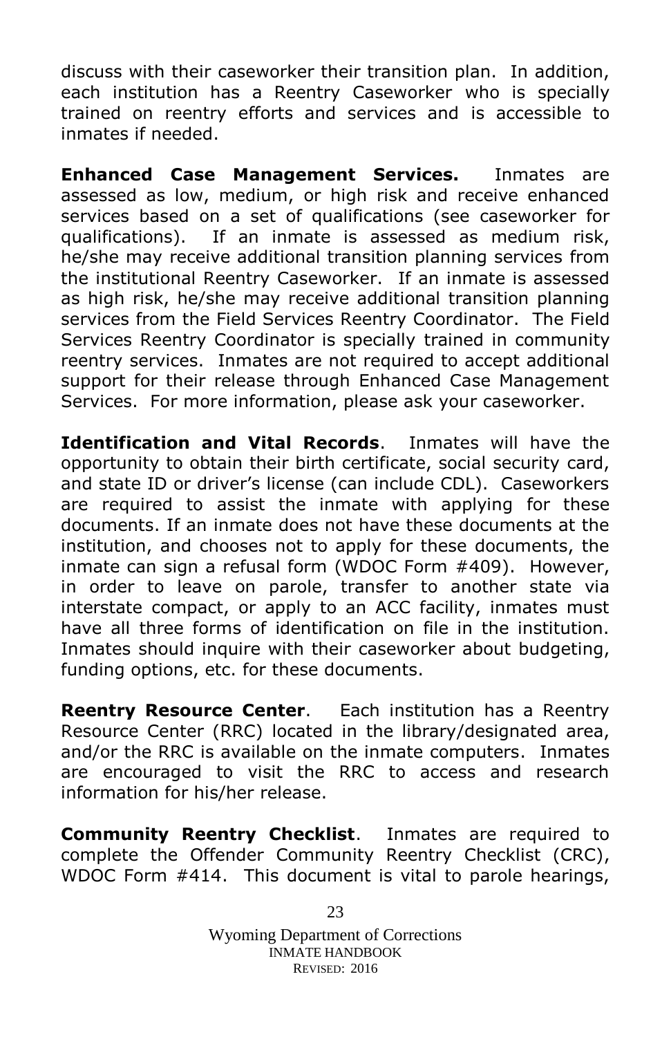discuss with their caseworker their transition plan. In addition, each institution has a Reentry Caseworker who is specially trained on reentry efforts and services and is accessible to inmates if needed.

**Enhanced Case Management Services.** Inmates are assessed as low, medium, or high risk and receive enhanced services based on a set of qualifications (see caseworker for qualifications). If an inmate is assessed as medium risk, he/she may receive additional transition planning services from the institutional Reentry Caseworker. If an inmate is assessed as high risk, he/she may receive additional transition planning services from the Field Services Reentry Coordinator. The Field Services Reentry Coordinator is specially trained in community reentry services. Inmates are not required to accept additional support for their release through Enhanced Case Management Services. For more information, please ask your caseworker.

**Identification and Vital Records**. Inmates will have the opportunity to obtain their birth certificate, social security card, and state ID or driver's license (can include CDL). Caseworkers are required to assist the inmate with applying for these documents. If an inmate does not have these documents at the institution, and chooses not to apply for these documents, the inmate can sign a refusal form (WDOC Form #409). However, in order to leave on parole, transfer to another state via interstate compact, or apply to an ACC facility, inmates must have all three forms of identification on file in the institution. Inmates should inquire with their caseworker about budgeting, funding options, etc. for these documents.

**Reentry Resource Center**. Each institution has a Reentry Resource Center (RRC) located in the library/designated area, and/or the RRC is available on the inmate computers. Inmates are encouraged to visit the RRC to access and research information for his/her release.

**Community Reentry Checklist**. Inmates are required to complete the Offender Community Reentry Checklist (CRC), WDOC Form #414. This document is vital to parole hearings,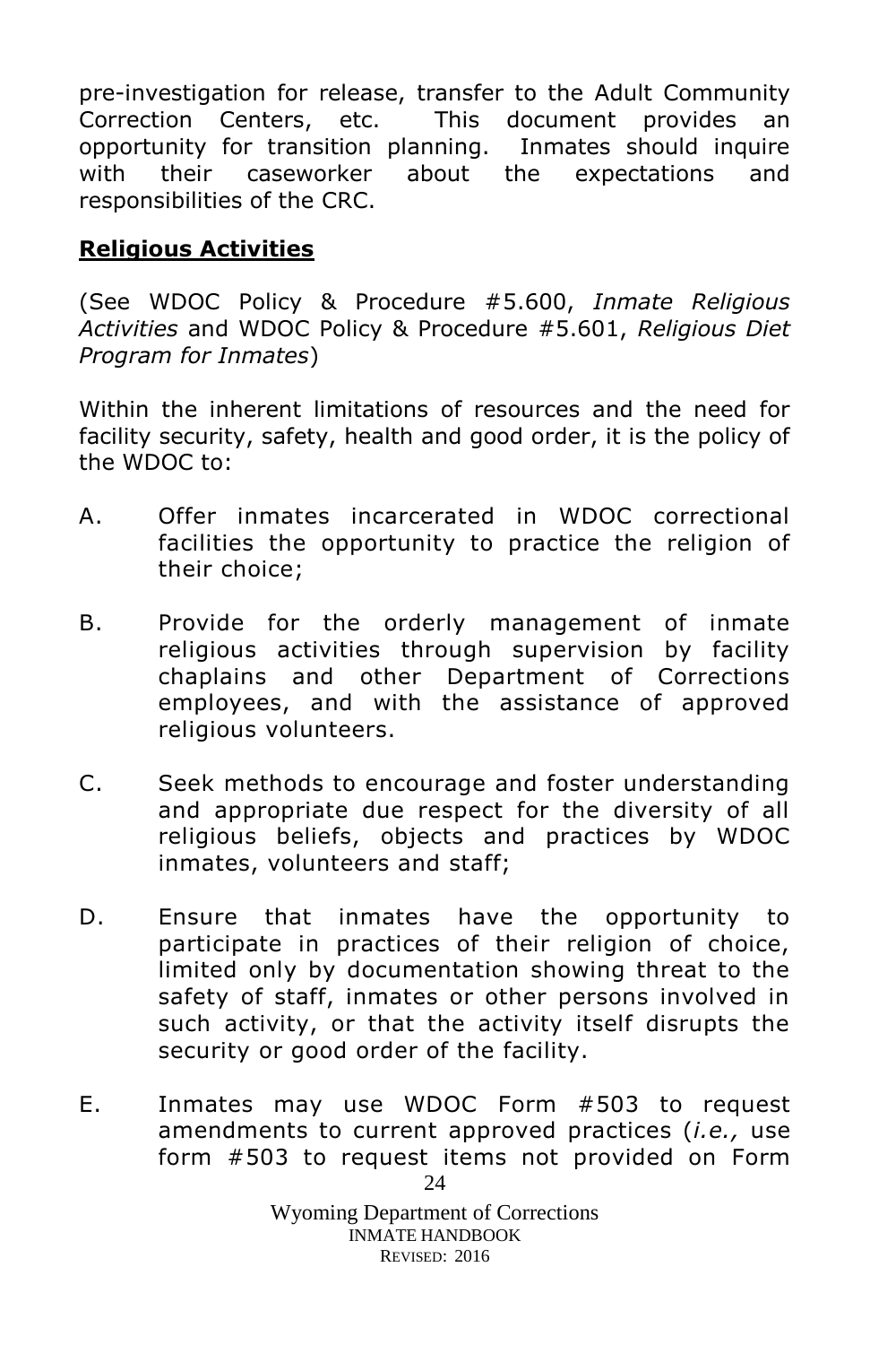pre-investigation for release, transfer to the Adult Community Correction Centers, etc. This document provides an opportunity for transition planning. Inmates should inquire with their caseworker about the expectations and responsibilities of the CRC.

## **Religious Activities**

(See WDOC Policy & Procedure #5.600, *Inmate Religious Activities* and WDOC Policy & Procedure #5.601, *Religious Diet Program for Inmates*)

Within the inherent limitations of resources and the need for facility security, safety, health and good order, it is the policy of the WDOC to:

A. Offer inmates incarcerated in WDOC correctional facilities the opportunity to practice the religion of their choice;

B. Provide for the orderly management of inmate religious activities through supervision by facility chaplains and other Department of Corrections employees, and with the assistance of approved religious volunteers.

C. Seek methods to encourage and foster understanding and appropriate due respect for the diversity of all religious beliefs, objects and practices by WDOC inmates, volunteers and staff;

D. Ensure that inmates have the opportunity to participate in practices of their religion of choice, limited only by documentation showing threat to the safety of staff, inmates or other persons involved in such activity, or that the activity itself disrupts the security or good order of the facility.

E. Inmates may use WDOC Form #503 to request amendments to current approved practices (*i.e.,* use form #503 to request items not provided on Form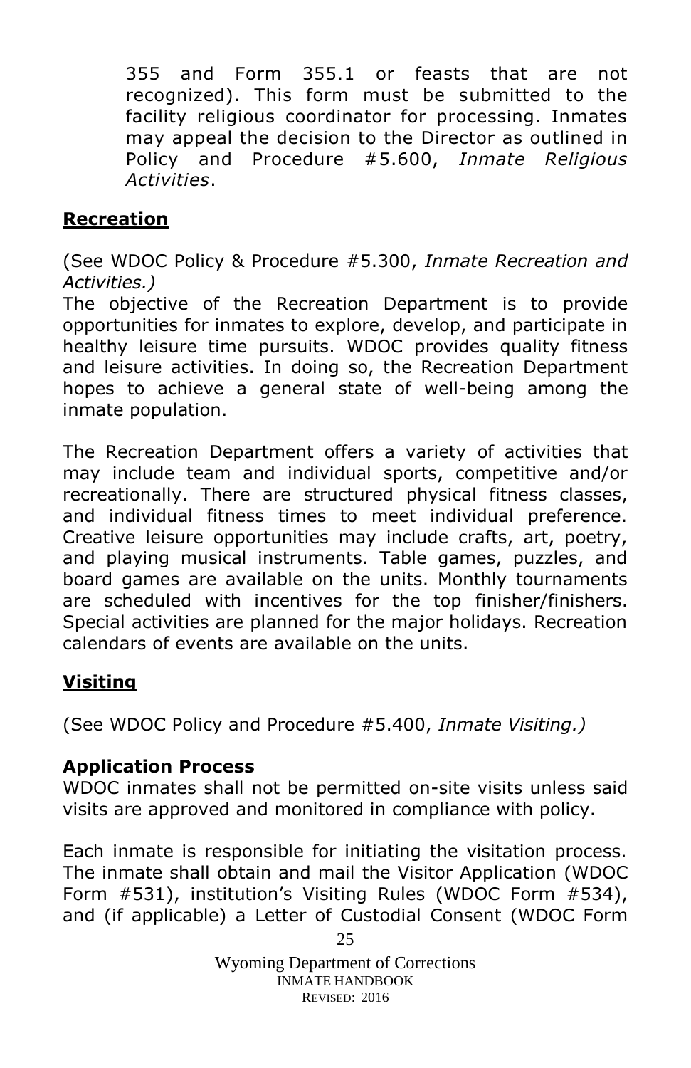355 and Form 355.1 or feasts that are not recognized). This form must be submitted to the facility religious coordinator for processing. Inmates may appeal the decision to the Director as outlined in Policy and Procedure #5.600, *Inmate Religious Activities*.

## **Recreation**

(See WDOC Policy & Procedure #5.300, *Inmate Recreation and Activities.)*

The objective of the Recreation Department is to provide opportunities for inmates to explore, develop, and participate in healthy leisure time pursuits. WDOC provides quality fitness and leisure activities. In doing so, the Recreation Department hopes to achieve a general state of well-being among the inmate population.

The Recreation Department offers a variety of activities that may include team and individual sports, competitive and/or recreationally. There are structured physical fitness classes, and individual fitness times to meet individual preference. Creative leisure opportunities may include crafts, art, poetry, and playing musical instruments. Table games, puzzles, and board games are available on the units. Monthly tournaments are scheduled with incentives for the top finisher/finishers. Special activities are planned for the major holidays. Recreation calendars of events are available on the units.

## **Visiting**

(See WDOC Policy and Procedure #5.400, *Inmate Visiting.)*

### **Application Process**

WDOC inmates shall not be permitted on-site visits unless said visits are approved and monitored in compliance with policy.

Each inmate is responsible for initiating the visitation process. The inmate shall obtain and mail the Visitor Application (WDOC Form #531), institution's Visiting Rules (WDOC Form #534), and (if applicable) a Letter of Custodial Consent (WDOC Form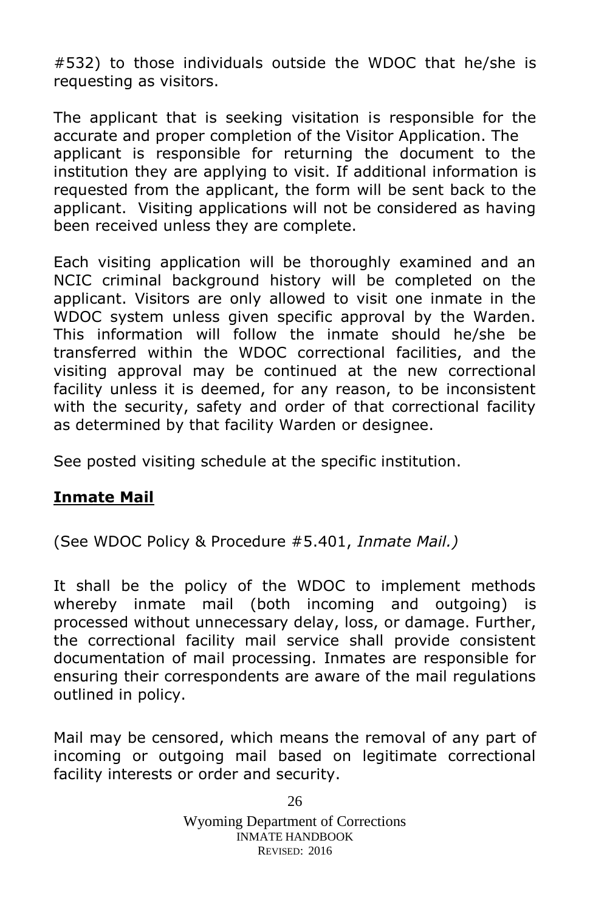#532) to those individuals outside the WDOC that he/she is requesting as visitors.

The applicant that is seeking visitation is responsible for the accurate and proper completion of the Visitor Application. The applicant is responsible for returning the document to the institution they are applying to visit. If additional information is requested from the applicant, the form will be sent back to the applicant. Visiting applications will not be considered as having been received unless they are complete.

Each visiting application will be thoroughly examined and an NCIC criminal background history will be completed on the applicant. Visitors are only allowed to visit one inmate in the WDOC system unless given specific approval by the Warden. This information will follow the inmate should he/she be transferred within the WDOC correctional facilities, and the visiting approval may be continued at the new correctional facility unless it is deemed, for any reason, to be inconsistent with the security, safety and order of that correctional facility as determined by that facility Warden or designee.

See posted visiting schedule at the specific institution.

## Inmate Mail

(See WDOC Policy & Procedure #5.401, *Inmate Mail.)*

It shall be the policy of the WDOC to implement methods whereby inmate mail (both incoming and outgoing) is processed without unnecessary delay, loss, or damage. Further, the correctional facility mail service shall provide consistent documentation of mail processing. Inmates are responsible for ensuring their correspondents are aware of the mail regulations outlined in policy.

Mail may be censored, which means the removal of any part of incoming or outgoing mail based on legitimate correctional facility interests or order and security.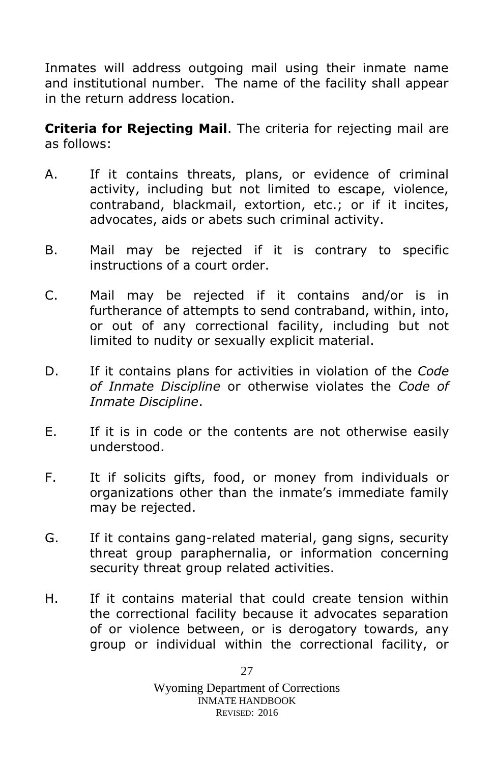Inmates will address outgoing mail using their inmate name and institutional number. The name of the facility shall appear in the return address location.

**Criteria for Rejecting Mail**. The criteria for rejecting mail are as follows:

A. If it contains threats, plans, or evidence of criminal activity, including but not limited to escape, violence, contraband, blackmail, extortion, etc.; or if it incites, advocates, aids or abets such criminal activity.

B. Mail may be rejected if it is contrary to specific instructions of a court order.

C. Mail may be rejected if it contains and/or is in furtherance of attempts to send contraband, within, into, or out of any correctional facility, including but not limited to nudity or sexually explicit material.

D. If it contains plans for activities in violation of the *Code of Inmate Discipline* or otherwise violates the *Code of Inmate Discipline*.

E. If it is in code or the contents are not otherwise easily understood.

F. It if solicits gifts, food, or money from individuals or organizations other than the inmate's immediate family may be rejected.

G. If it contains gang-related material, gang signs, security threat group paraphernalia, or information concerning security threat group related activities.

H. If it contains material that could create tension within the correctional facility because it advocates separation of or violence between, or is derogatory towards, any group or individual within the correctional facility, or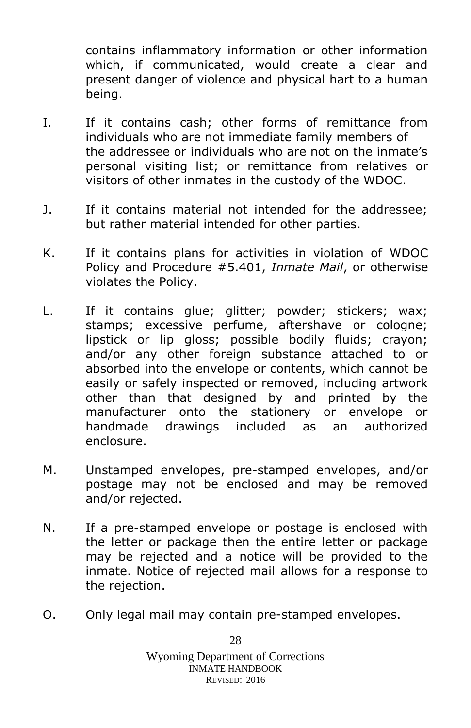contains inflammatory information or other information which, if communicated, would create a clear and present danger of violence and physical hart to a human being.

I. If it contains cash; other forms of remittance from individuals who are not immediate family members of the addressee or individuals who are not on the inmate's personal visiting list; or remittance from relatives or visitors of other inmates in the custody of the WDOC.

J. If it contains material not intended for the addressee; but rather material intended for other parties.

K. If it contains plans for activities in violation of WDOC Policy and Procedure #5.401, *Inmate Mail*, or otherwise violates the Policy.

L. If it contains glue; glitter; powder; stickers; wax; stamps; excessive perfume, aftershave or cologne; lipstick or lip gloss; possible bodily fluids; crayon; and/or any other foreign substance attached to or absorbed into the envelope or contents, which cannot be easily or safely inspected or removed, including artwork other than that designed by and printed by the manufacturer onto the stationery or envelope or handmade drawings included as an authorized enclosure.

M. Unstamped envelopes, pre-stamped envelopes, and/or postage may not be enclosed and may be removed and/or rejected.

N. If a pre-stamped envelope or postage is enclosed with the letter or package then the entire letter or package may be rejected and a notice will be provided to the inmate. Notice of rejected mail allows for a response to the rejection.

O. Only legal mail may contain pre-stamped envelopes.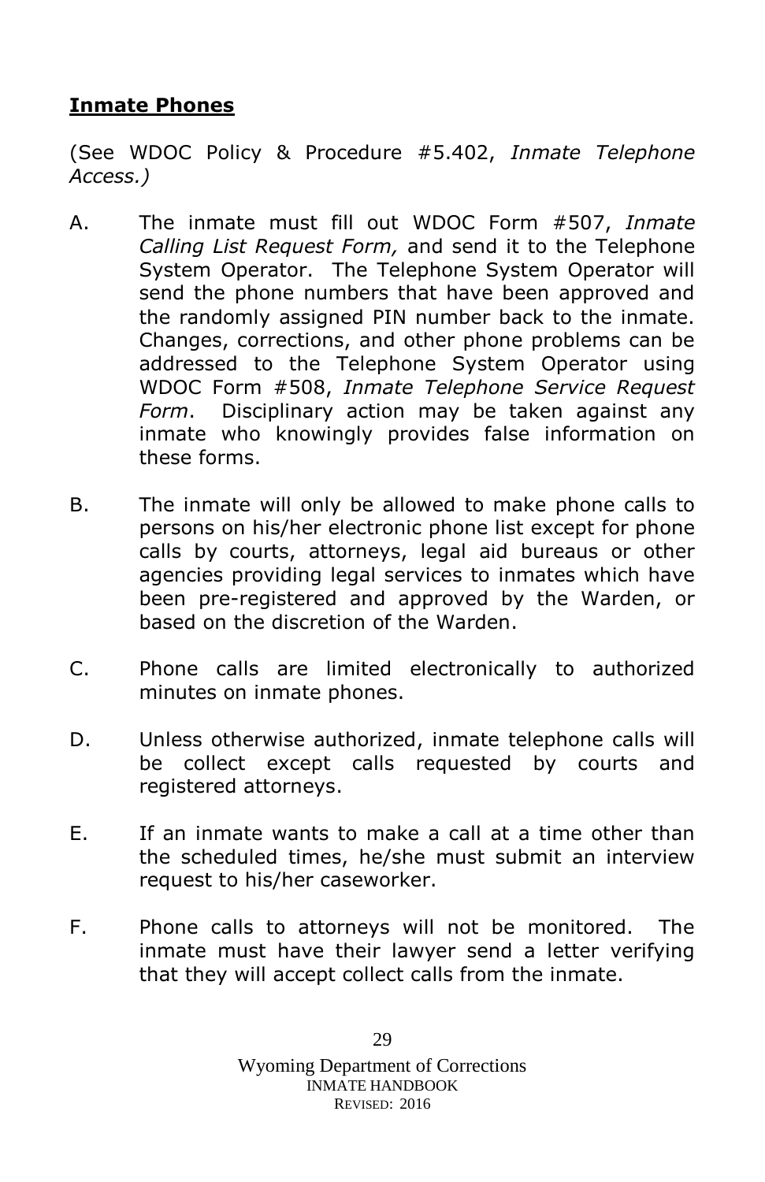## **Inmate Phones**

(See WDOC Policy & Procedure #5.402, *Inmate Telephone Access.)*

A. The inmate must fill out WDOC Form #507, *Inmate Calling List Request Form,* and send it to the Telephone System Operator. The Telephone System Operator will send the phone numbers that have been approved and the randomly assigned PIN number back to the inmate. Changes, corrections, and other phone problems can be addressed to the Telephone System Operator using WDOC Form #508, *Inmate Telephone Service Request Form*. Disciplinary action may be taken against any inmate who knowingly provides false information on these forms.

B. The inmate will only be allowed to make phone calls to persons on his/her electronic phone list except for phone calls by courts, attorneys, legal aid bureaus or other agencies providing legal services to inmates which have been pre-registered and approved by the Warden, or based on the discretion of the Warden.

C. Phone calls are limited electronically to authorized minutes on inmate phones.

D. Unless otherwise authorized, inmate telephone calls will be collect except calls requested by courts and registered attorneys.

E. If an inmate wants to make a call at a time other than the scheduled times, he/she must submit an interview request to his/her caseworker.

F. Phone calls to attorneys will not be monitored. The inmate must have their lawyer send a letter verifying that they will accept collect calls from the inmate.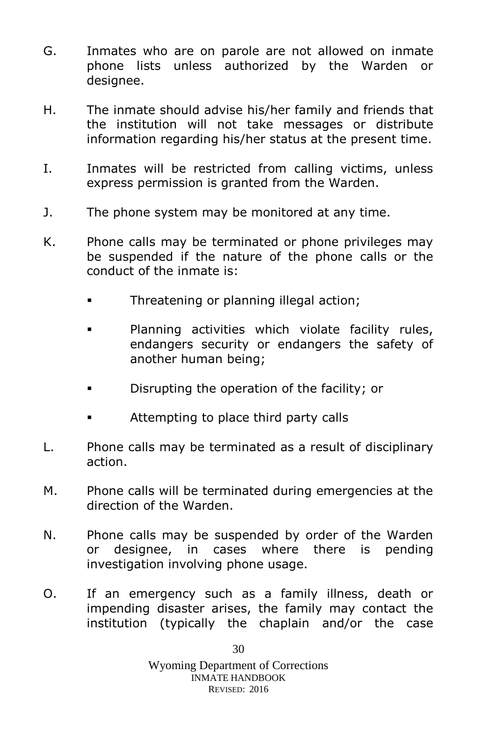G. Inmates who are on parole are not allowed on inmate phone lists unless authorized by the Warden or designee.

H. The inmate should advise his/her family and friends that the institution will not take messages or distribute information regarding his/her status at the present time.

I. Inmates will be restricted from calling victims, unless express permission is granted from the Warden.

J. The phone system may be monitored at any time.

K. Phone calls may be terminated or phone privileges may be suspended if the nature of the phone calls or the conduct of the inmate is:

   - Threatening or planning illegal action;
   - Planning activities which violate facility rules, endangers security or endangers the safety of another human being;
   - Disrupting the operation of the facility; or
   - Attempting to place third party calls

L. Phone calls may be terminated as a result of disciplinary action.

M. Phone calls will be terminated during emergencies at the direction of the Warden.

N. Phone calls may be suspended by order of the Warden or designee, in cases where there is pending investigation involving phone usage.

O. If an emergency such as a family illness, death or impending disaster arises, the family may contact the institution (typically the chaplain and/or the case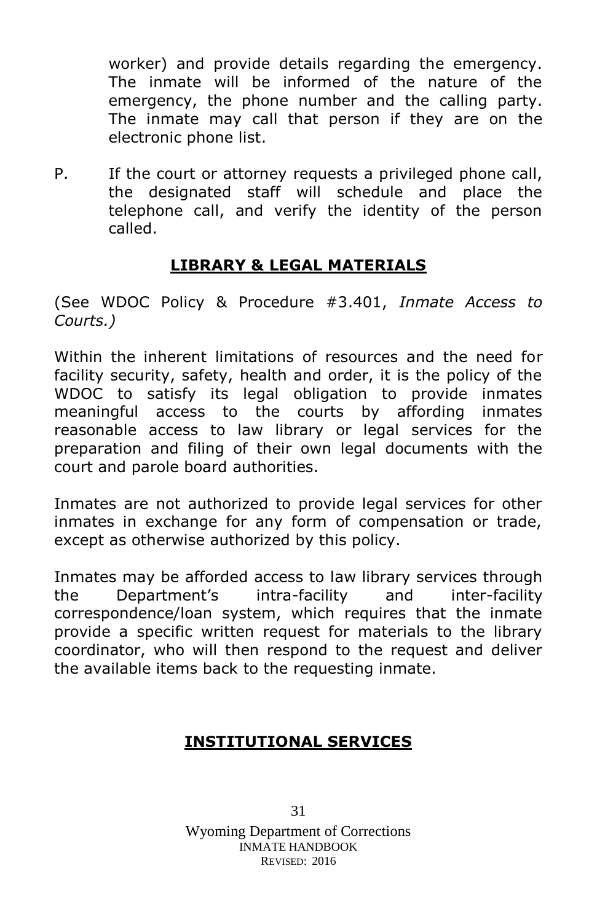worker) and provide details regarding the emergency. The inmate will be informed of the nature of the emergency, the phone number and the calling party. The inmate may call that person if they are on the electronic phone list.

P. If the court or attorney requests a privileged phone call, the designated staff will schedule and place the telephone call, and verify the identity of the person called.

## LIBRARY & LEGAL MATERIALS

(See WDOC Policy & Procedure #3.401, *Inmate Access to Courts.)*

Within the inherent limitations of resources and the need for facility security, safety, health and order, it is the policy of the WDOC to satisfy its legal obligation to provide inmates meaningful access to the courts by affording inmates reasonable access to law library or legal services for the preparation and filing of their own legal documents with the court and parole board authorities.

Inmates are not authorized to provide legal services for other inmates in exchange for any form of compensation or trade, except as otherwise authorized by this policy.

Inmates may be afforded access to law library services through the Department's intra-facility and inter-facility correspondence/loan system, which requires that the inmate provide a specific written request for materials to the library coordinator, who will then respond to the request and deliver the available items back to the requesting inmate.

## INSTITUTIONAL SERVICES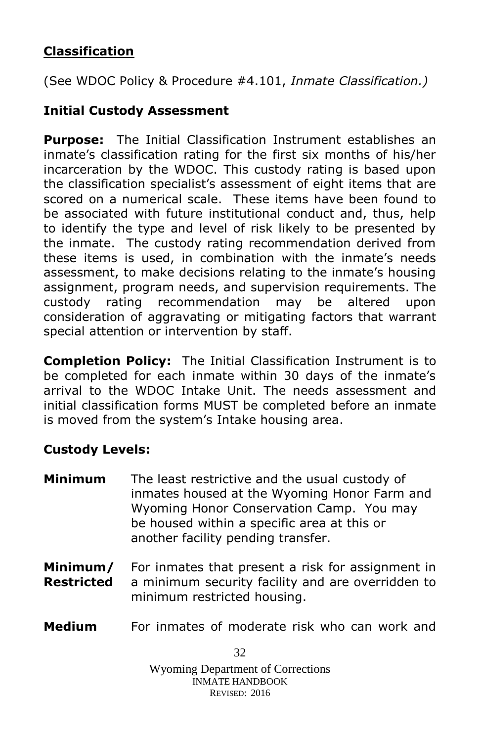## Classification

(See WDOC Policy & Procedure #4.101, *Inmate Classification.)*

### Initial Custody Assessment

**Purpose:** The Initial Classification Instrument establishes an inmate's classification rating for the first six months of his/her incarceration by the WDOC. This custody rating is based upon the classification specialist's assessment of eight items that are scored on a numerical scale. These items have been found to be associated with future institutional conduct and, thus, help to identify the type and level of risk likely to be presented by the inmate. The custody rating recommendation derived from these items is used, in combination with the inmate's needs assessment, to make decisions relating to the inmate's housing assignment, program needs, and supervision requirements. The custody rating recommendation may be altered upon consideration of aggravating or mitigating factors that warrant special attention or intervention by staff.

**Completion Policy:** The Initial Classification Instrument is to be completed for each inmate within 30 days of the inmate's arrival to the WDOC Intake Unit. The needs assessment and initial classification forms MUST be completed before an inmate is moved from the system's Intake housing area.

### Custody Levels:

**Minimum** The least restrictive and the usual custody of inmates housed at the Wyoming Honor Farm and Wyoming Honor Conservation Camp. You may be housed within a specific area at this or another facility pending transfer.

**Minimum/ Restricted** For inmates that present a risk for assignment in a minimum security facility and are overridden to minimum restricted housing.

**Medium** For inmates of moderate risk who can work and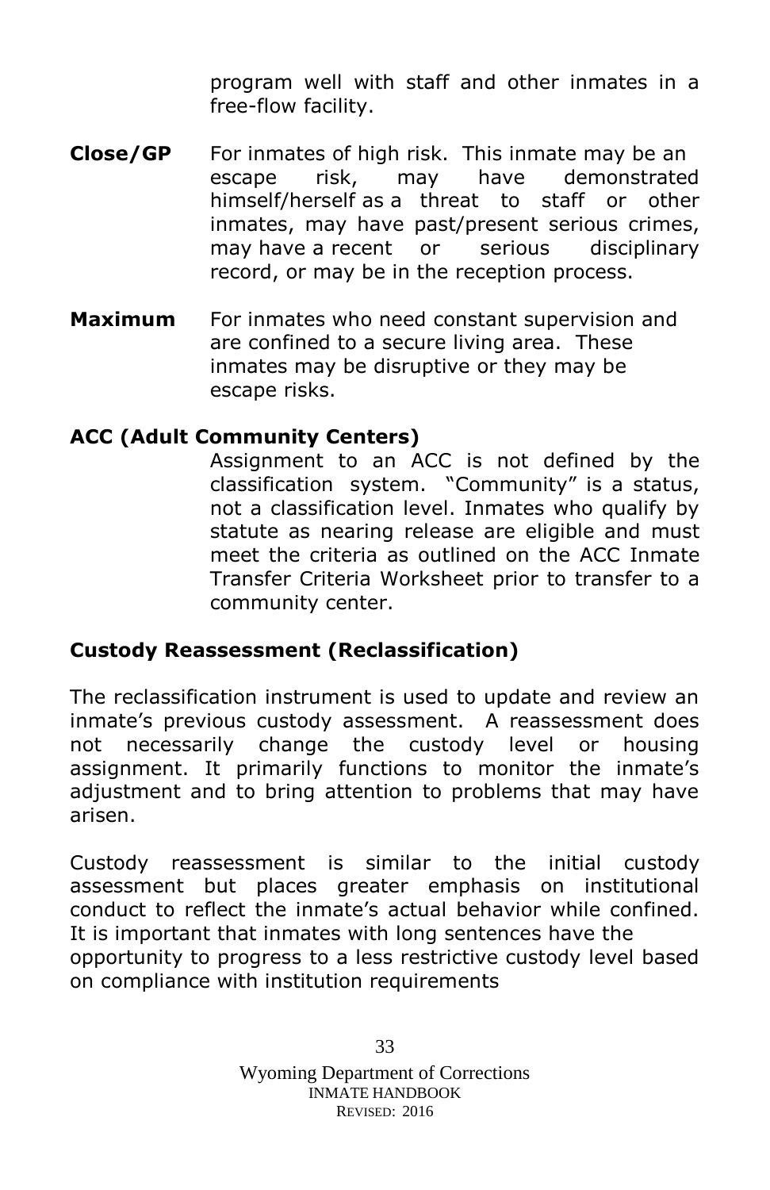program well with staff and other inmates in a free-flow facility.

**Close/GP** For inmates of high risk. This inmate may be an escape risk, may have demonstrated himself/herself as a threat to staff or other inmates, may have past/present serious crimes, may have a recent or serious disciplinary record, or may be in the reception process.

**Maximum** For inmates who need constant supervision and are confined to a secure living area. These inmates may be disruptive or they may be escape risks.

**ACC (Adult Community Centers)**

Assignment to an ACC is not defined by the classification system. "Community" is a status, not a classification level. Inmates who qualify by statute as nearing release are eligible and must meet the criteria as outlined on the ACC Inmate Transfer Criteria Worksheet prior to transfer to a community center.

**Custody Reassessment (Reclassification)**

The reclassification instrument is used to update and review an inmate's previous custody assessment. A reassessment does not necessarily change the custody level or housing assignment. It primarily functions to monitor the inmate's adjustment and to bring attention to problems that may have arisen.

Custody reassessment is similar to the initial custody assessment but places greater emphasis on institutional conduct to reflect the inmate's actual behavior while confined. It is important that inmates with long sentences have the opportunity to progress to a less restrictive custody level based on compliance with institution requirements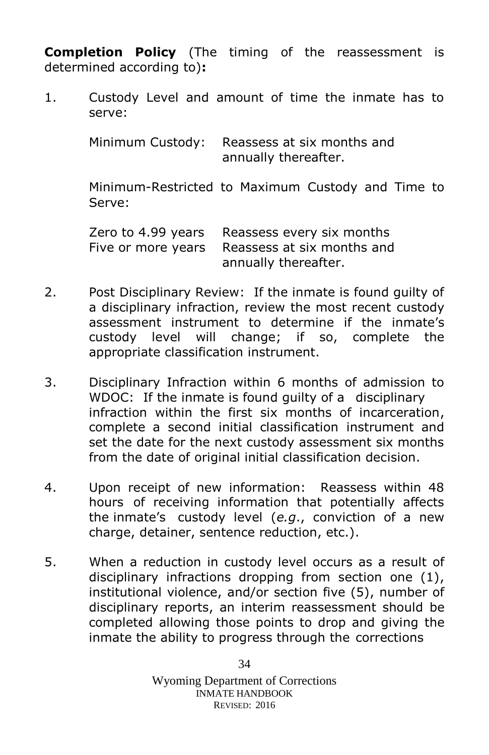**Completion Policy** (The timing of the reassessment is determined according to)**:**

1. Custody Level and amount of time the inmate has to serve:

   | Minimum Custody: | Reassess at six months and annually thereafter. |
   |---|---|

   Minimum-Restricted to Maximum Custody and Time to Serve:

   | Zero to 4.99 years | Reassess every six months |
   |---|---|
   | Five or more years | Reassess at six months and annually thereafter. |

2. Post Disciplinary Review: If the inmate is found guilty of a disciplinary infraction, review the most recent custody assessment instrument to determine if the inmate's custody level will change; if so, complete the appropriate classification instrument.

3. Disciplinary Infraction within 6 months of admission to WDOC: If the inmate is found guilty of a disciplinary infraction within the first six months of incarceration, complete a second initial classification instrument and set the date for the next custody assessment six months from the date of original initial classification decision.

4. Upon receipt of new information: Reassess within 48 hours of receiving information that potentially affects the inmate's custody level (*e.g.*, conviction of a new charge, detainer, sentence reduction, etc.).

5. When a reduction in custody level occurs as a result of disciplinary infractions dropping from section one (1), institutional violence, and/or section five (5), number of disciplinary reports, an interim reassessment should be completed allowing those points to drop and giving the inmate the ability to progress through the corrections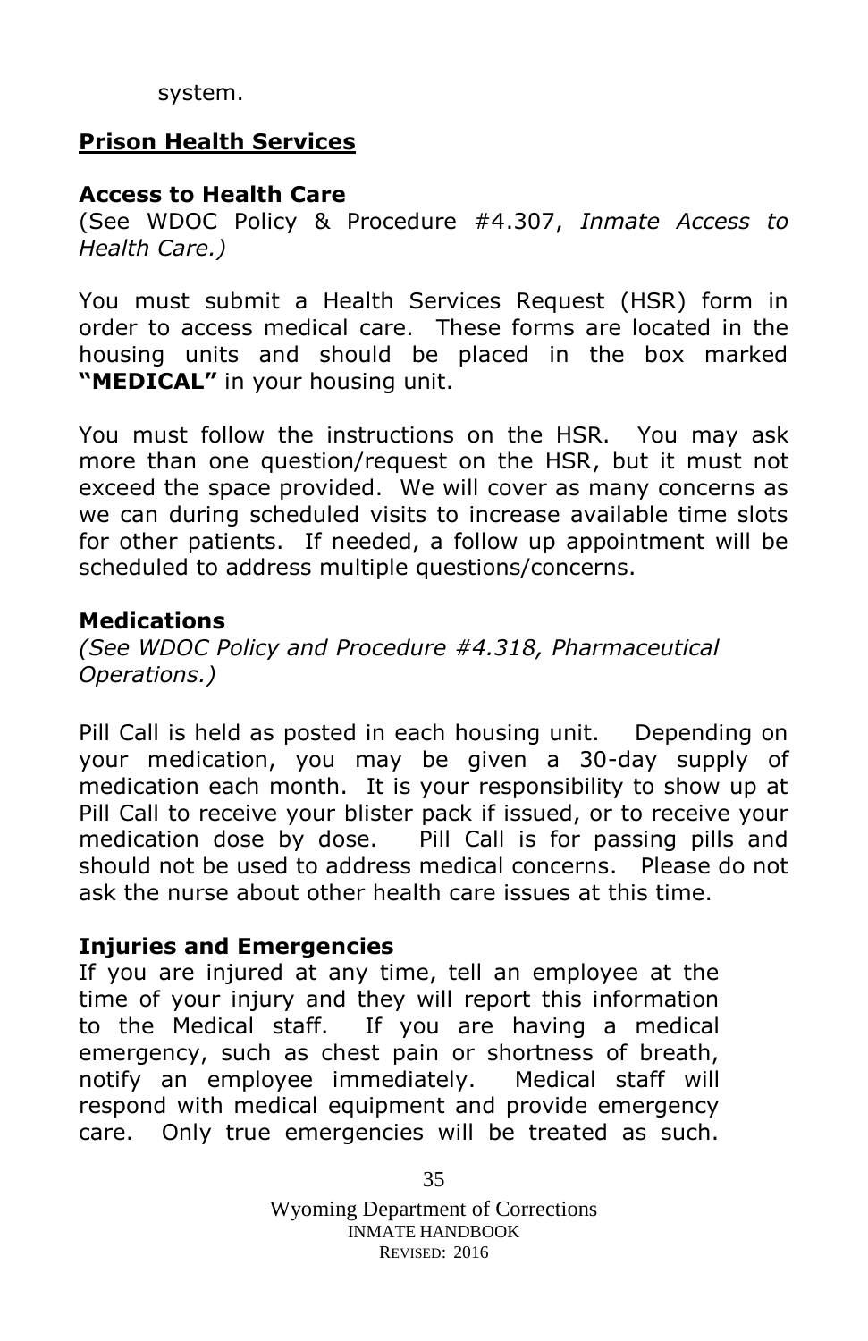system.

## Prison Health Services

### Access to Health Care

(See WDOC Policy & Procedure #4.307, *Inmate Access to Health Care.)*

You must submit a Health Services Request (HSR) form in order to access medical care. These forms are located in the housing units and should be placed in the box marked **"MEDICAL"** in your housing unit.

You must follow the instructions on the HSR. You may ask more than one question/request on the HSR, but it must not exceed the space provided. We will cover as many concerns as we can during scheduled visits to increase available time slots for other patients. If needed, a follow up appointment will be scheduled to address multiple questions/concerns.

### Medications

*(See WDOC Policy and Procedure #4.318, Pharmaceutical Operations.)*

Pill Call is held as posted in each housing unit. Depending on your medication, you may be given a 30-day supply of medication each month. It is your responsibility to show up at Pill Call to receive your blister pack if issued, or to receive your medication dose by dose. Pill Call is for passing pills and should not be used to address medical concerns. Please do not ask the nurse about other health care issues at this time.

### Injuries and Emergencies

If you are injured at any time, tell an employee at the time of your injury and they will report this information to the Medical staff. If you are having a medical emergency, such as chest pain or shortness of breath, notify an employee immediately. Medical staff will respond with medical equipment and provide emergency care. Only true emergencies will be treated as such.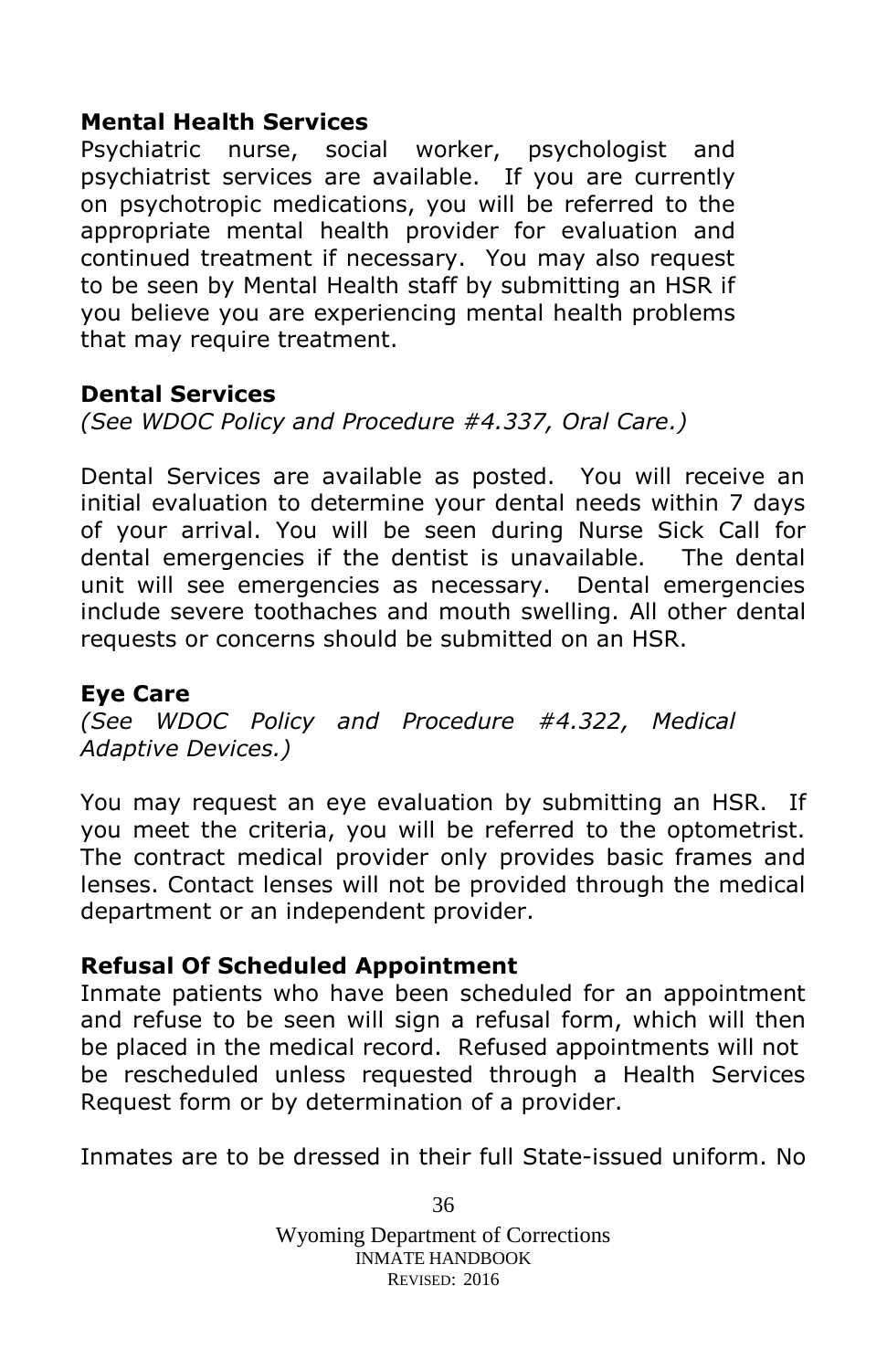### Mental Health Services

Psychiatric nurse, social worker, psychologist and psychiatrist services are available. If you are currently on psychotropic medications, you will be referred to the appropriate mental health provider for evaluation and continued treatment if necessary. You may also request to be seen by Mental Health staff by submitting an HSR if you believe you are experiencing mental health problems that may require treatment.

### Dental Services

*(See WDOC Policy and Procedure #4.337, Oral Care.)*

Dental Services are available as posted. You will receive an initial evaluation to determine your dental needs within 7 days of your arrival. You will be seen during Nurse Sick Call for dental emergencies if the dentist is unavailable. The dental unit will see emergencies as necessary. Dental emergencies include severe toothaches and mouth swelling. All other dental requests or concerns should be submitted on an HSR.

### Eye Care

*(See WDOC Policy and Procedure #4.322, Medical Adaptive Devices.)*

You may request an eye evaluation by submitting an HSR. If you meet the criteria, you will be referred to the optometrist. The contract medical provider only provides basic frames and lenses. Contact lenses will not be provided through the medical department or an independent provider.

### Refusal Of Scheduled Appointment

Inmate patients who have been scheduled for an appointment and refuse to be seen will sign a refusal form, which will then be placed in the medical record. Refused appointments will not be rescheduled unless requested through a Health Services Request form or by determination of a provider.

Inmates are to be dressed in their full State-issued uniform. No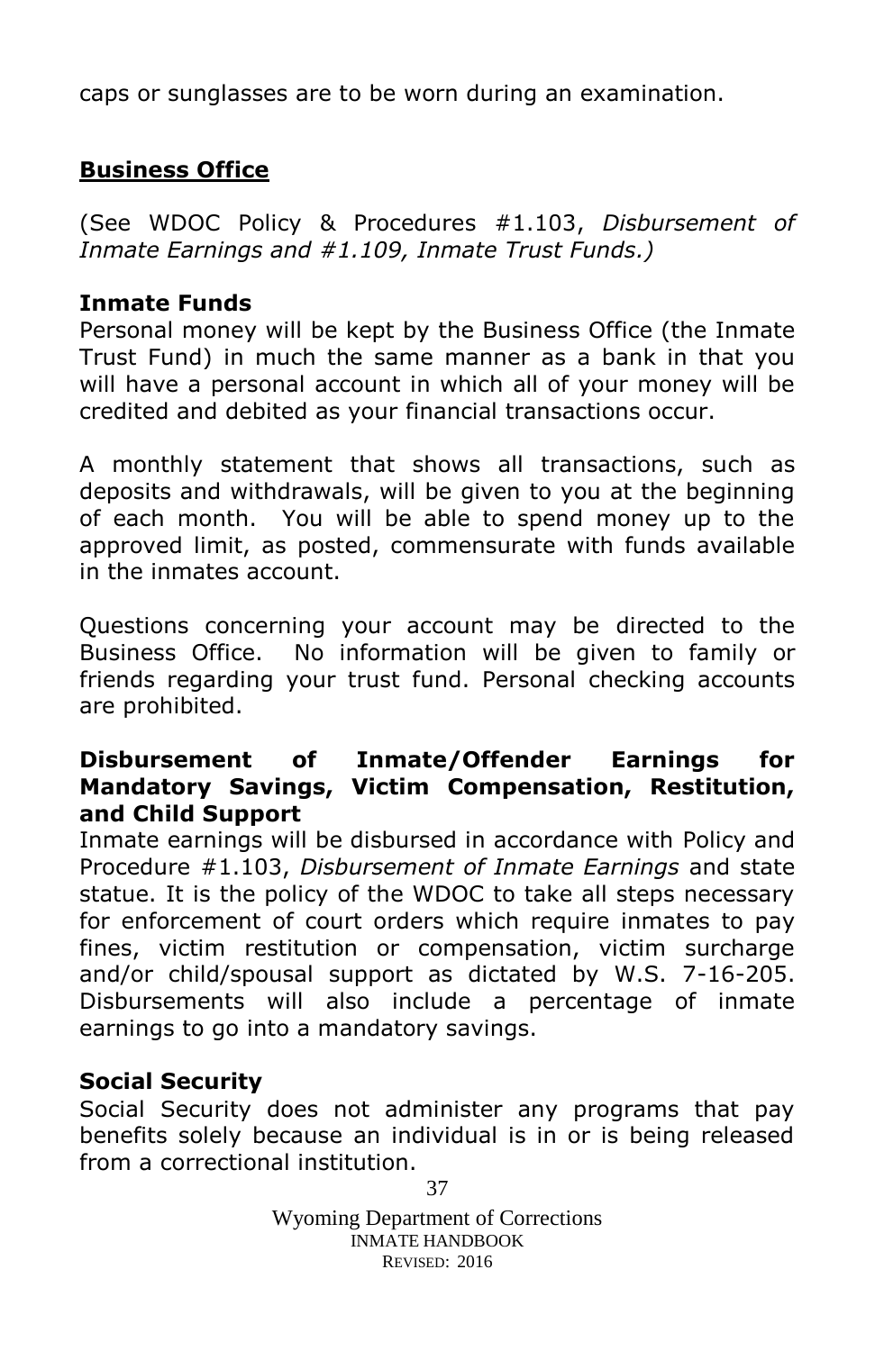caps or sunglasses are to be worn during an examination.

## **Business Office**

(See WDOC Policy & Procedures #1.103, *Disbursement of Inmate Earnings and #1.109, Inmate Trust Funds.)*

### **Inmate Funds**

Personal money will be kept by the Business Office (the Inmate Trust Fund) in much the same manner as a bank in that you will have a personal account in which all of your money will be credited and debited as your financial transactions occur.

A monthly statement that shows all transactions, such as deposits and withdrawals, will be given to you at the beginning of each month. You will be able to spend money up to the approved limit, as posted, commensurate with funds available in the inmates account.

Questions concerning your account may be directed to the Business Office. No information will be given to family or friends regarding your trust fund. Personal checking accounts are prohibited.

### **Disbursement of Inmate/Offender Earnings for Mandatory Savings, Victim Compensation, Restitution, and Child Support**

Inmate earnings will be disbursed in accordance with Policy and Procedure #1.103, *Disbursement of Inmate Earnings* and state statue. It is the policy of the WDOC to take all steps necessary for enforcement of court orders which require inmates to pay fines, victim restitution or compensation, victim surcharge and/or child/spousal support as dictated by W.S. 7-16-205. Disbursements will also include a percentage of inmate earnings to go into a mandatory savings.

### **Social Security**

Social Security does not administer any programs that pay benefits solely because an individual is in or is being released from a correctional institution.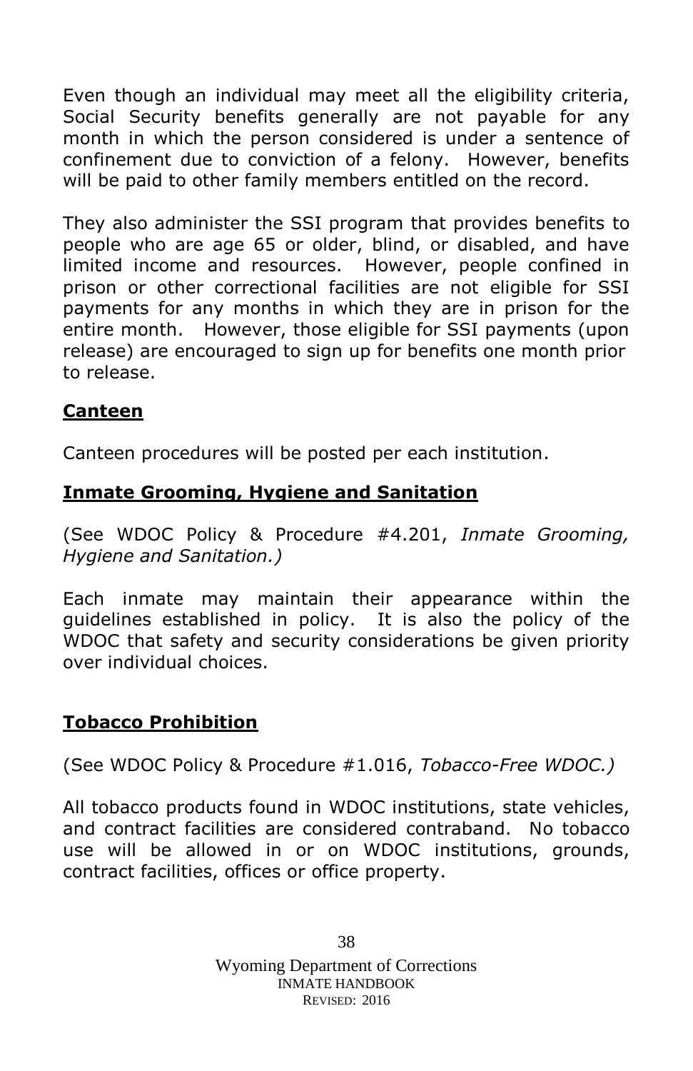Even though an individual may meet all the eligibility criteria, Social Security benefits generally are not payable for any month in which the person considered is under a sentence of confinement due to conviction of a felony. However, benefits will be paid to other family members entitled on the record.

They also administer the SSI program that provides benefits to people who are age 65 or older, blind, or disabled, and have limited income and resources. However, people confined in prison or other correctional facilities are not eligible for SSI payments for any months in which they are in prison for the entire month. However, those eligible for SSI payments (upon release) are encouraged to sign up for benefits one month prior to release.

## Canteen

Canteen procedures will be posted per each institution.

## Inmate Grooming, Hygiene and Sanitation

(See WDOC Policy & Procedure #4.201, *Inmate Grooming, Hygiene and Sanitation.)*

Each inmate may maintain their appearance within the guidelines established in policy. It is also the policy of the WDOC that safety and security considerations be given priority over individual choices.

## Tobacco Prohibition

(See WDOC Policy & Procedure #1.016, *Tobacco-Free WDOC.)*

All tobacco products found in WDOC institutions, state vehicles, and contract facilities are considered contraband. No tobacco use will be allowed in or on WDOC institutions, grounds, contract facilities, offices or office property.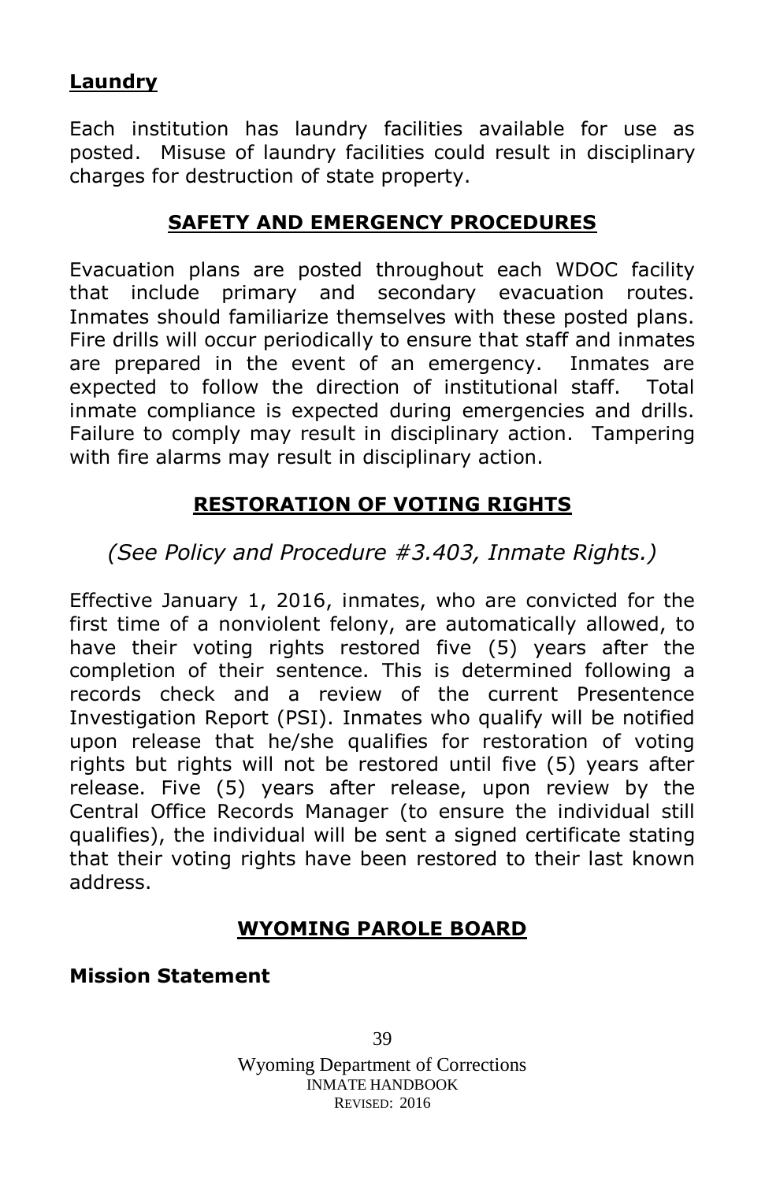**Laundry**

Each institution has laundry facilities available for use as posted. Misuse of laundry facilities could result in disciplinary charges for destruction of state property.

## SAFETY AND EMERGENCY PROCEDURES

Evacuation plans are posted throughout each WDOC facility that include primary and secondary evacuation routes. Inmates should familiarize themselves with these posted plans. Fire drills will occur periodically to ensure that staff and inmates are prepared in the event of an emergency. Inmates are expected to follow the direction of institutional staff. Total inmate compliance is expected during emergencies and drills. Failure to comply may result in disciplinary action. Tampering with fire alarms may result in disciplinary action.

## RESTORATION OF VOTING RIGHTS

*(See Policy and Procedure #3.403, Inmate Rights.)*

Effective January 1, 2016, inmates, who are convicted for the first time of a nonviolent felony, are automatically allowed, to have their voting rights restored five (5) years after the completion of their sentence. This is determined following a records check and a review of the current Presentence Investigation Report (PSI). Inmates who qualify will be notified upon release that he/she qualifies for restoration of voting rights but rights will not be restored until five (5) years after release. Five (5) years after release, upon review by the Central Office Records Manager (to ensure the individual still qualifies), the individual will be sent a signed certificate stating that their voting rights have been restored to their last known address.

## WYOMING PAROLE BOARD

**Mission Statement**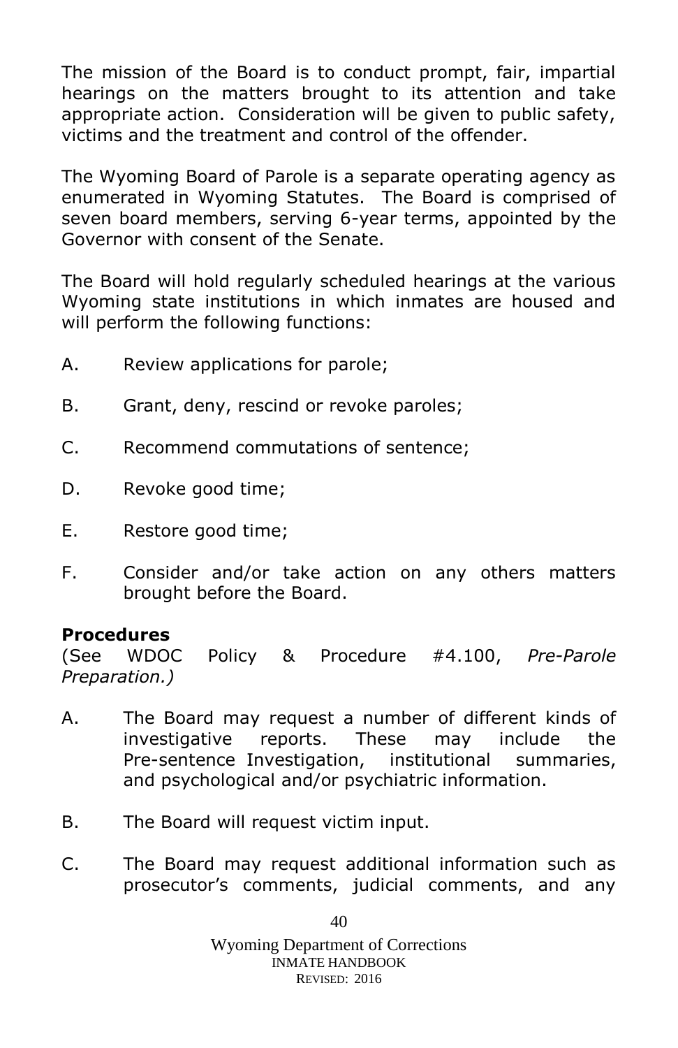The mission of the Board is to conduct prompt, fair, impartial hearings on the matters brought to its attention and take appropriate action. Consideration will be given to public safety, victims and the treatment and control of the offender.

The Wyoming Board of Parole is a separate operating agency as enumerated in Wyoming Statutes. The Board is comprised of seven board members, serving 6-year terms, appointed by the Governor with consent of the Senate.

The Board will hold regularly scheduled hearings at the various Wyoming state institutions in which inmates are housed and will perform the following functions:

A. Review applications for parole;

B. Grant, deny, rescind or revoke paroles;

C. Recommend commutations of sentence;

D. Revoke good time;

E. Restore good time;

F. Consider and/or take action on any others matters brought before the Board.

**Procedures**
(See WDOC Policy & Procedure #4.100, *Pre-Parole Preparation.)*

A. The Board may request a number of different kinds of investigative reports. These may include the Pre-sentence Investigation, institutional summaries, and psychological and/or psychiatric information.

B. The Board will request victim input.

C. The Board may request additional information such as prosecutor's comments, judicial comments, and any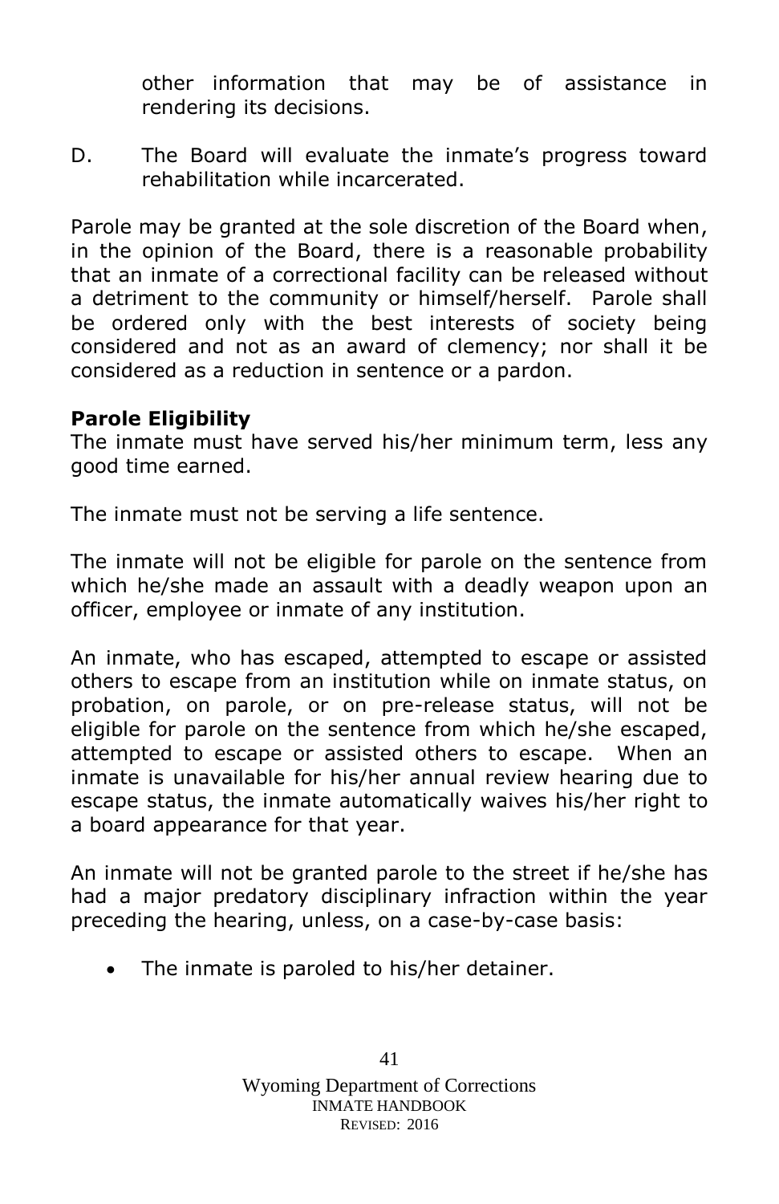other information that may be of assistance in rendering its decisions.

D. The Board will evaluate the inmate's progress toward rehabilitation while incarcerated.

Parole may be granted at the sole discretion of the Board when, in the opinion of the Board, there is a reasonable probability that an inmate of a correctional facility can be released without a detriment to the community or himself/herself. Parole shall be ordered only with the best interests of society being considered and not as an award of clemency; nor shall it be considered as a reduction in sentence or a pardon.

**Parole Eligibility**

The inmate must have served his/her minimum term, less any good time earned.

The inmate must not be serving a life sentence.

The inmate will not be eligible for parole on the sentence from which he/she made an assault with a deadly weapon upon an officer, employee or inmate of any institution.

An inmate, who has escaped, attempted to escape or assisted others to escape from an institution while on inmate status, on probation, on parole, or on pre-release status, will not be eligible for parole on the sentence from which he/she escaped, attempted to escape or assisted others to escape. When an inmate is unavailable for his/her annual review hearing due to escape status, the inmate automatically waives his/her right to a board appearance for that year.

An inmate will not be granted parole to the street if he/she has had a major predatory disciplinary infraction within the year preceding the hearing, unless, on a case-by-case basis:

- The inmate is paroled to his/her detainer.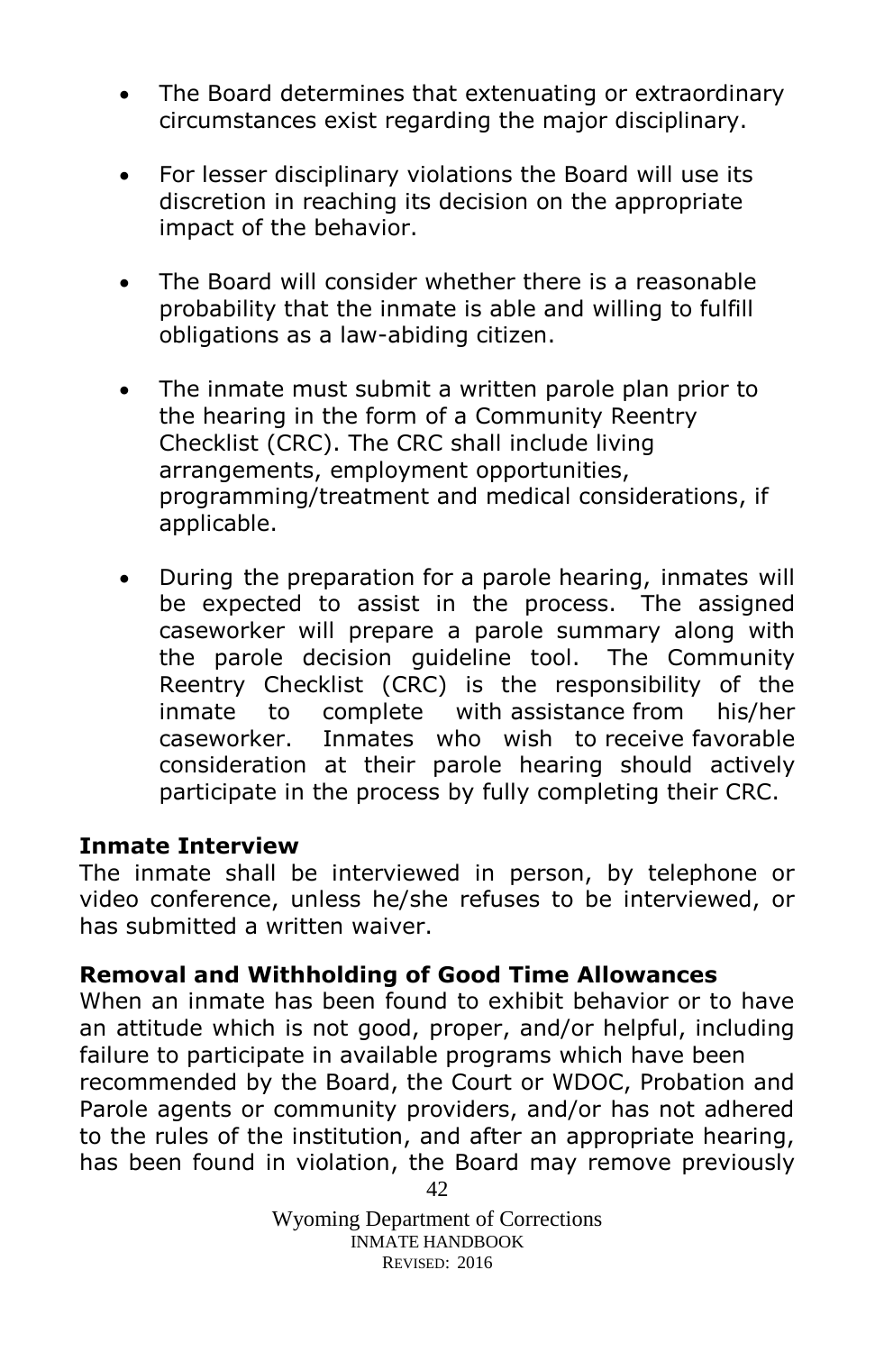- The Board determines that extenuating or extraordinary circumstances exist regarding the major disciplinary.
- For lesser disciplinary violations the Board will use its discretion in reaching its decision on the appropriate impact of the behavior.
- The Board will consider whether there is a reasonable probability that the inmate is able and willing to fulfill obligations as a law-abiding citizen.
- The inmate must submit a written parole plan prior to the hearing in the form of a Community Reentry Checklist (CRC). The CRC shall include living arrangements, employment opportunities, programming/treatment and medical considerations, if applicable.
- During the preparation for a parole hearing, inmates will be expected to assist in the process. The assigned caseworker will prepare a parole summary along with the parole decision guideline tool. The Community Reentry Checklist (CRC) is the responsibility of the inmate to complete with assistance from his/her caseworker. Inmates who wish to receive favorable consideration at their parole hearing should actively participate in the process by fully completing their CRC.

**Inmate Interview**

The inmate shall be interviewed in person, by telephone or video conference, unless he/she refuses to be interviewed, or has submitted a written waiver.

**Removal and Withholding of Good Time Allowances**

When an inmate has been found to exhibit behavior or to have an attitude which is not good, proper, and/or helpful, including failure to participate in available programs which have been recommended by the Board, the Court or WDOC, Probation and Parole agents or community providers, and/or has not adhered to the rules of the institution, and after an appropriate hearing, has been found in violation, the Board may remove previously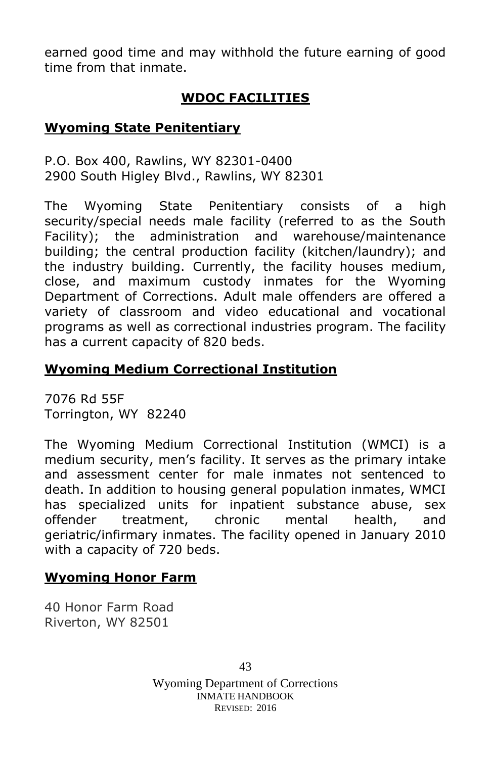earned good time and may withhold the future earning of good time from that inmate.

## WDOC FACILITIES

### Wyoming State Penitentiary

P.O. Box 400, Rawlins, WY 82301-0400
2900 South Higley Blvd., Rawlins, WY 82301

The Wyoming State Penitentiary consists of a high security/special needs male facility (referred to as the South Facility); the administration and warehouse/maintenance building; the central production facility (kitchen/laundry); and the industry building. Currently, the facility houses medium, close, and maximum custody inmates for the Wyoming Department of Corrections. Adult male offenders are offered a variety of classroom and video educational and vocational programs as well as correctional industries program. The facility has a current capacity of 820 beds.

### Wyoming Medium Correctional Institution

7076 Rd 55F
Torrington, WY 82240

The Wyoming Medium Correctional Institution (WMCI) is a medium security, men's facility. It serves as the primary intake and assessment center for male inmates not sentenced to death. In addition to housing general population inmates, WMCI has specialized units for inpatient substance abuse, sex offender treatment, chronic mental health, and geriatric/infirmary inmates. The facility opened in January 2010 with a capacity of 720 beds.

### Wyoming Honor Farm

40 Honor Farm Road
Riverton, WY 82501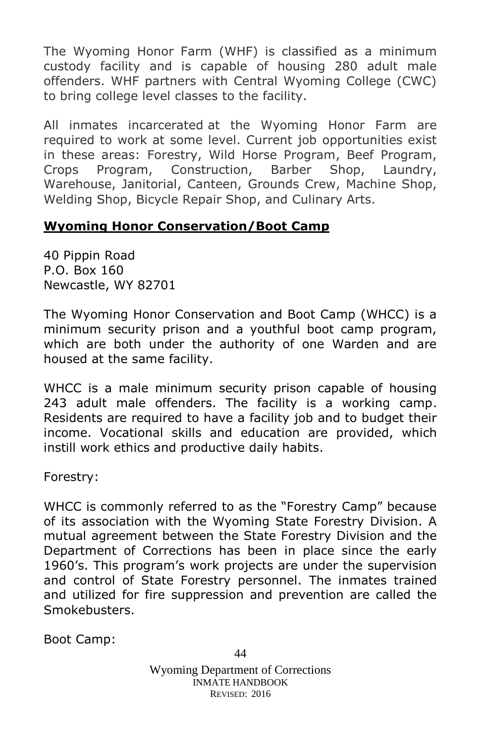The Wyoming Honor Farm (WHF) is classified as a minimum custody facility and is capable of housing 280 adult male offenders. WHF partners with Central Wyoming College (CWC) to bring college level classes to the facility.

All inmates incarcerated at the Wyoming Honor Farm are required to work at some level. Current job opportunities exist in these areas: Forestry, Wild Horse Program, Beef Program, Crops Program, Construction, Barber Shop, Laundry, Warehouse, Janitorial, Canteen, Grounds Crew, Machine Shop, Welding Shop, Bicycle Repair Shop, and Culinary Arts.

## **Wyoming Honor Conservation/Boot Camp**

40 Pippin Road  
P.O. Box 160  
Newcastle, WY 82701

The Wyoming Honor Conservation and Boot Camp (WHCC) is a minimum security prison and a youthful boot camp program, which are both under the authority of one Warden and are housed at the same facility.

WHCC is a male minimum security prison capable of housing 243 adult male offenders. The facility is a working camp. Residents are required to have a facility job and to budget their income. Vocational skills and education are provided, which instill work ethics and productive daily habits.

Forestry:

WHCC is commonly referred to as the "Forestry Camp" because of its association with the Wyoming State Forestry Division. A mutual agreement between the State Forestry Division and the Department of Corrections has been in place since the early 1960's. This program's work projects are under the supervision and control of State Forestry personnel. The inmates trained and utilized for fire suppression and prevention are called the Smokebusters.

Boot Camp: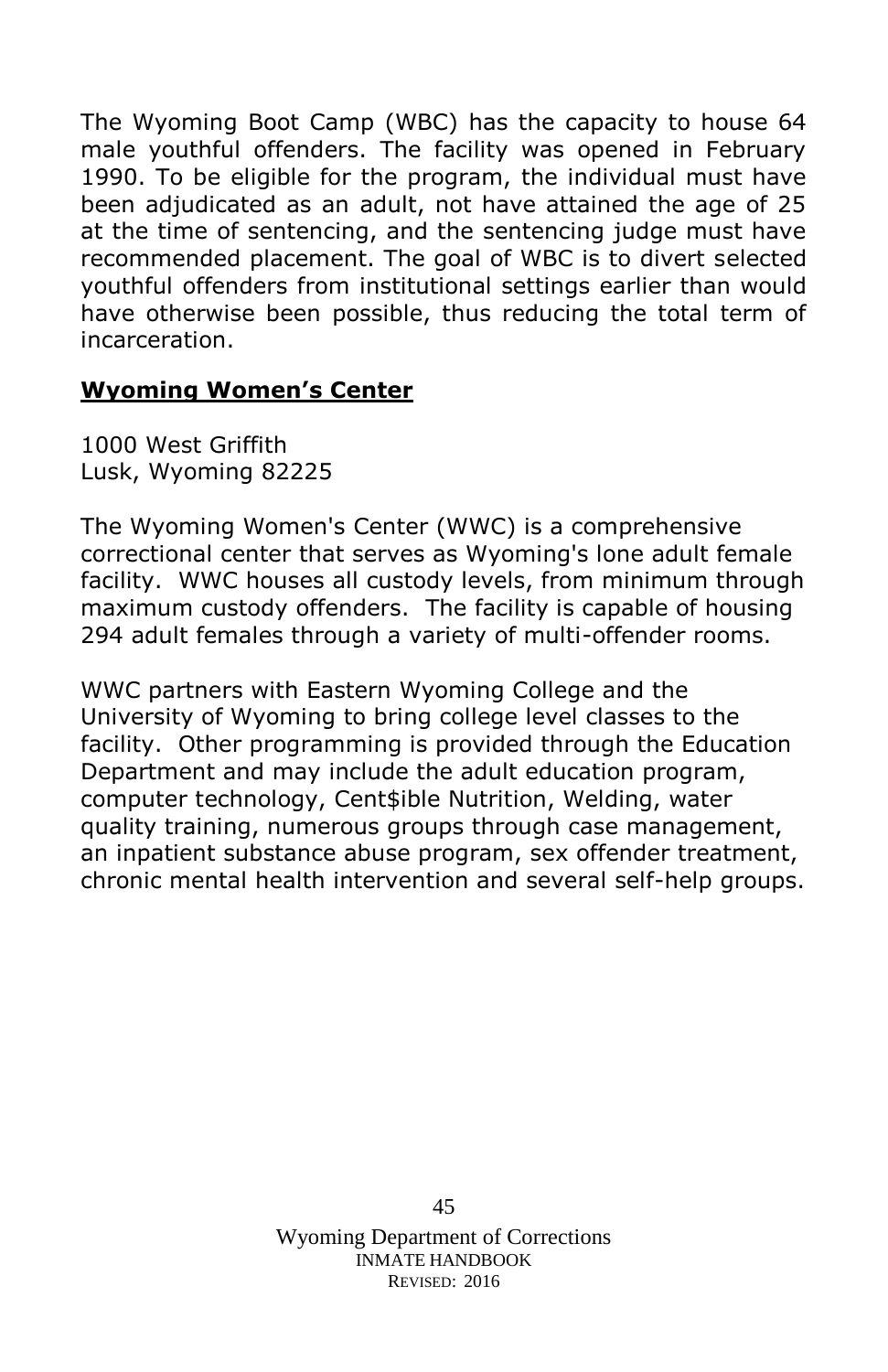The Wyoming Boot Camp (WBC) has the capacity to house 64 male youthful offenders. The facility was opened in February 1990. To be eligible for the program, the individual must have been adjudicated as an adult, not have attained the age of 25 at the time of sentencing, and the sentencing judge must have recommended placement. The goal of WBC is to divert selected youthful offenders from institutional settings earlier than would have otherwise been possible, thus reducing the total term of incarceration.

## **Wyoming Women's Center**

1000 West Griffith
Lusk, Wyoming 82225

The Wyoming Women's Center (WWC) is a comprehensive correctional center that serves as Wyoming's lone adult female facility. WWC houses all custody levels, from minimum through maximum custody offenders. The facility is capable of housing 294 adult females through a variety of multi-offender rooms.

WWC partners with Eastern Wyoming College and the University of Wyoming to bring college level classes to the facility. Other programming is provided through the Education Department and may include the adult education program, computer technology, Cent$ible Nutrition, Welding, water quality training, numerous groups through case management, an inpatient substance abuse program, sex offender treatment, chronic mental health intervention and several self-help groups.